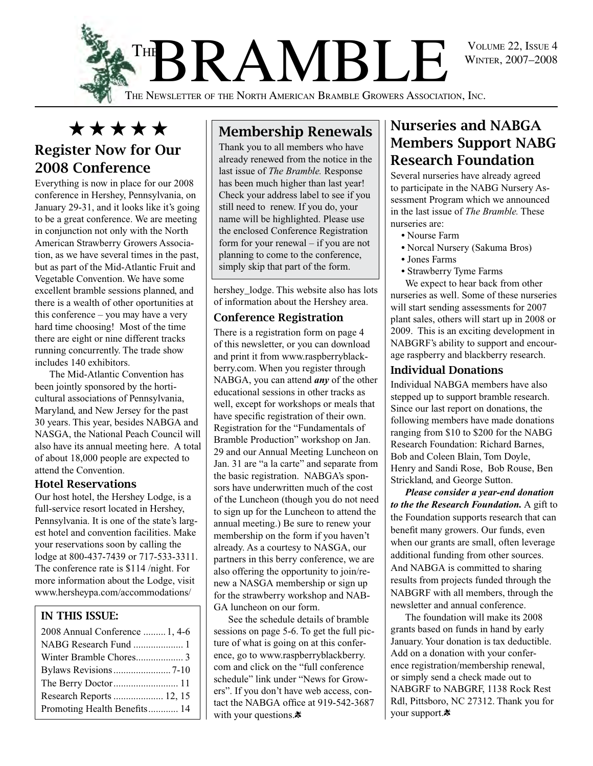# THE BRAMBLE

THE NEWSLETTER OF THE NORTH AMERICAN BRAMBLE GROWERS ASSOCIATION, INC.

VOLUME 22, ISSUE 4
WINTER, 2007–2008

★★★★★

## Register Now for Our 2008 Conference

Everything is now in place for our 2008 conference in Hershey, Pennsylvania, on January 29-31, and it looks like it's going to be a great conference. We are meeting in conjunction not only with the North American Strawberry Growers Association, as we have several times in the past, but as part of the Mid-Atlantic Fruit and Vegetable Convention. We have some excellent bramble sessions planned, and there is a wealth of other oportunities at this conference – you may have a very hard time choosing! Most of the time there are eight or nine different tracks running concurrently. The trade show includes 140 exhibitors.

The Mid-Atlantic Convention has been jointly sponsored by the horticultural associations of Pennsylvania, Maryland, and New Jersey for the past 30 years. This year, besides NABGA and NASGA, the National Peach Council will also have its annual meeting here. A total of about 18,000 people are expected to attend the Convention.

### Hotel Reservations

Our host hotel, the Hershey Lodge, is a full-service resort located in Hershey, Pennsylvania. It is one of the state's largest hotel and convention facilities. Make your reservations soon by calling the lodge at 800-437-7439 or 717-533-3311. The conference rate is $114 /night. For more information about the Lodge, visit www.hersheypa.com/accommodations/hershey_lodge. This website also has lots of information about the Hershey area.

### Conference Registration

There is a registration form on page 4 of this newsletter, or you can download and print it from www.raspberryblackberry.com. When you register through NABGA, you can attend ***any*** of the other educational sessions in other tracks as well, except for workshops or meals that have specific registration of their own. Registration for the "Fundamentals of Bramble Production" workshop on Jan. 29 and our Annual Meeting Luncheon on Jan. 31 are "a la carte" and separate from the basic registration. NABGA's sponsors have underwritten much of the cost of the Luncheon (though you do not need to sign up for the Luncheon to attend the annual meeting.) Be sure to renew your membership on the form if you haven't already. As a courtesy to NASGA, our partners in this berry conference, we are also offering the opportunity to join/renew a NASGA membership or sign up for the strawberry workshop and NABGA luncheon on our form.

See the schedule details of bramble sessions on page 5-6. To get the full picture of what is going on at this conference, go to www.raspberryblackberry.com and click on the "full conference schedule" link under "News for Growers". If you don't have web access, contact the NABGA office at 919-542-3687 with your questions.

**IN THIS ISSUE:**

| | |
|---|---|
| 2008 Annual Conference | 1, 4-6 |
| NABG Research Fund | 1 |
| Winter Bramble Chores | 3 |
| Bylaws Revisions | 7-10 |
| The Berry Doctor | 11 |
| Research Reports | 12, 15 |
| Promoting Health Benefits | 14 |

## Membership Renewals

Thank you to all members who have already renewed from the notice in the last issue of *The Bramble.* Response has been much higher than last year! Check your address label to see if you still need to renew. If you do, your name will be highlighted. Please use the enclosed Conference Registration form for your renewal – if you are not planning to come to the conference, simply skip that part of the form.

## Nurseries and NABGA Members Support NABG Research Foundation

Several nurseries have already agreed to participate in the NABG Nursery Assessment Program which we announced in the last issue of *The Bramble.* These nurseries are:

- Nourse Farm
- Norcal Nursery (Sakuma Bros)
- Jones Farms
- Strawberry Tyme Farms

We expect to hear back from other nurseries as well. Some of these nurseries will start sending assessments for 2007 plant sales, others will start up in 2008 or 2009. This is an exciting development in NABGRF's ability to support and encourage raspberry and blackberry research.

### Individual Donations

Individual NABGA members have also stepped up to support bramble research. Since our last report on donations, the following members have made donations ranging from $10 to $200 for the NABG Research Foundation: Richard Barnes, Bob and Coleen Blain, Tom Doyle, Henry and Sandi Rose, Bob Rouse, Ben Strickland, and George Sutton.

***Please consider a year-end donation to the the Research Foundation.*** A gift to the Foundation supports research that can benefit many growers. Our funds, even when our grants are small, often leverage additional funding from other sources. And NABGA is committed to sharing results from projects funded through the NABGRF with all members, through the newsletter and annual conference.

The foundation will make its 2008 grants based on funds in hand by early January. Your donation is tax deductible. Add on a donation with your conference registration/membership renewal, or simply send a check made out to NABGRF to NABGRF, 1138 Rock Rest Rdl, Pittsboro, NC 27312. Thank you for your support.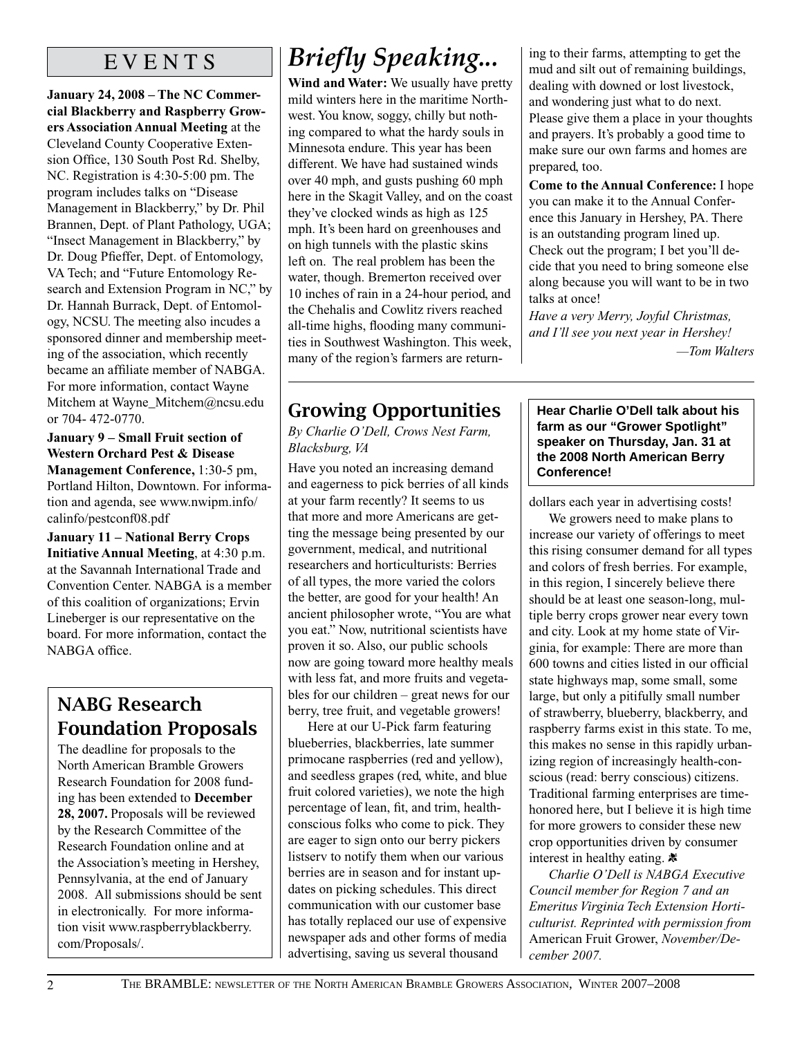## EVENTS

**January 24, 2008 – The NC Commercial Blackberry and Raspberry Growers Association Annual Meeting** at the Cleveland County Cooperative Extension Office, 130 South Post Rd. Shelby, NC. Registration is 4:30-5:00 pm. The program includes talks on "Disease Management in Blackberry," by Dr. Phil Brannen, Dept. of Plant Pathology, UGA; "Insect Management in Blackberry," by Dr. Doug Pfieffer, Dept. of Entomology, VA Tech; and "Future Entomology Research and Extension Program in NC," by Dr. Hannah Burrack, Dept. of Entomology, NCSU. The meeting also incudes a sponsored dinner and membership meeting of the association, which recently became an affiliate member of NABGA. For more information, contact Wayne Mitchem at Wayne_Mitchem@ncsu.edu or 704- 472-0770.

**January 9 – Small Fruit section of Western Orchard Pest & Disease Management Conference,** 1:30-5 pm, Portland Hilton, Downtown. For information and agenda, see www.nwipm.info/calinfo/pestconf08.pdf

**January 11 – National Berry Crops Initiative Annual Meeting**, at 4:30 p.m. at the Savannah International Trade and Convention Center. NABGA is a member of this coalition of organizations; Ervin Lineberger is our representative on the board. For more information, contact the NABGA office.

## NABG Research Foundation Proposals

The deadline for proposals to the North American Bramble Growers Research Foundation for 2008 funding has been extended to **December 28, 2007.** Proposals will be reviewed by the Research Committee of the Research Foundation online and at the Association's meeting in Hershey, Pennsylvania, at the end of January 2008. All submissions should be sent in electronically. For more information visit www.raspberryblackberry.com/Proposals/.

# *Briefly Speaking...*

**Wind and Water:** We usually have pretty mild winters here in the maritime Northwest. You know, soggy, chilly but nothing compared to what the hardy souls in Minnesota endure. This year has been different. We have had sustained winds over 40 mph, and gusts pushing 60 mph here in the Skagit Valley, and on the coast they've clocked winds as high as 125 mph. It's been hard on greenhouses and on high tunnels with the plastic skins left on. The real problem has been the water, though. Bremerton received over 10 inches of rain in a 24-hour period, and the Chehalis and Cowlitz rivers reached all-time highs, flooding many communities in Southwest Washington. This week, many of the region's farmers are returning to their farms, attempting to get the mud and silt out of remaining buildings, dealing with downed or lost livestock, and wondering just what to do next. Please give them a place in your thoughts and prayers. It's probably a good time to make sure our own farms and homes are prepared, too.

**Come to the Annual Conference:** I hope you can make it to the Annual Conference this January in Hershey, PA. There is an outstanding program lined up. Check out the program; I bet you'll decide that you need to bring someone else along because you will want to be in two talks at once!

*Have a very Merry, Joyful Christmas, and I'll see you next year in Hershey!*

*—Tom Walters*

## Growing Opportunities

*By Charlie O'Dell, Crows Nest Farm, Blacksburg, VA*

**Hear Charlie O'Dell talk about his farm as our "Grower Spotlight" speaker on Thursday, Jan. 31 at the 2008 North American Berry Conference!**

Have you noted an increasing demand and eagerness to pick berries of all kinds at your farm recently? It seems to us that more and more Americans are getting the message being presented by our government, medical, and nutritional researchers and horticulturists: Berries of all types, the more varied the colors the better, are good for your health! An ancient philosopher wrote, "You are what you eat." Now, nutritional scientists have proven it so. Also, our public schools now are going toward more healthy meals with less fat, and more fruits and vegetables for our children – great news for our berry, tree fruit, and vegetable growers!

Here at our U-Pick farm featuring blueberries, blackberries, late summer primocane raspberries (red and yellow), and seedless grapes (red, white, and blue fruit colored varieties), we note the high percentage of lean, fit, and trim, health-conscious folks who come to pick. They are eager to sign onto our berry pickers listserv to notify them when our various berries are in season and for instant updates on picking schedules. This direct communication with our customer base has totally replaced our use of expensive newspaper ads and other forms of media advertising, saving us several thousand dollars each year in advertising costs!

We growers need to make plans to increase our variety of offerings to meet this rising consumer demand for all types and colors of fresh berries. For example, in this region, I sincerely believe there should be at least one season-long, multiple berry crops grower near every town and city. Look at my home state of Virginia, for example: There are more than 600 towns and cities listed in our official state highways map, some small, some large, but only a pitifully small number of strawberry, blueberry, blackberry, and raspberry farms exist in this state. To me, this makes no sense in this rapidly urbanizing region of increasingly health-conscious (read: berry conscious) citizens. Traditional farming enterprises are time-honored here, but I believe it is high time for more growers to consider these new crop opportunities driven by consumer interest in healthy eating.

*Charlie O'Dell is NABGA Executive Council member for Region 7 and an Emeritus Virginia Tech Extension Horticulturist. Reprinted with permission from* American Fruit Grower, *November/December 2007.*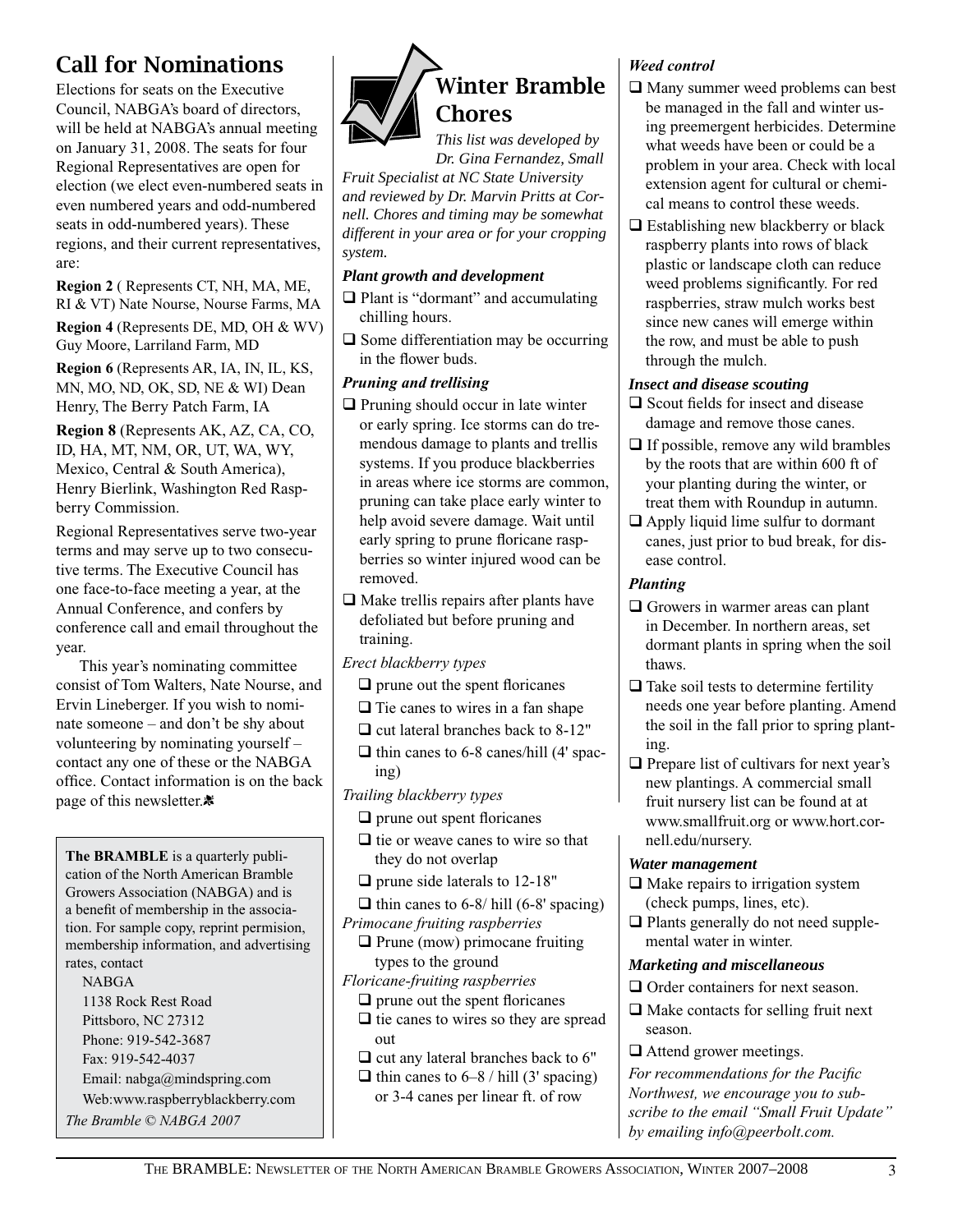## Call for Nominations

Elections for seats on the Executive Council, NABGA's board of directors, will be held at NABGA's annual meeting on January 31, 2008. The seats for four Regional Representatives are open for election (we elect even-numbered seats in even numbered years and odd-numbered seats in odd-numbered years). These regions, and their current representatives, are:

**Region 2** ( Represents CT, NH, MA, ME, RI & VT) Nate Nourse, Nourse Farms, MA

**Region 4** (Represents DE, MD, OH & WV) Guy Moore, Larriland Farm, MD

**Region 6** (Represents AR, IA, IN, IL, KS, MN, MO, ND, OK, SD, NE & WI) Dean Henry, The Berry Patch Farm, IA

**Region 8** (Represents AK, AZ, CA, CO, ID, HA, MT, NM, OR, UT, WA, WY, Mexico, Central & South America), Henry Bierlink, Washington Red Raspberry Commission.

Regional Representatives serve two-year terms and may serve up to two consecutive terms. The Executive Council has one face-to-face meeting a year, at the Annual Conference, and confers by conference call and email throughout the year.

This year's nominating committee consist of Tom Walters, Nate Nourse, and Ervin Lineberger. If you wish to nominate someone – and don't be shy about volunteering by nominating yourself – contact any one of these or the NABGA office. Contact information is on the back page of this newsletter.

**The BRAMBLE** is a quarterly publication of the North American Bramble Growers Association (NABGA) and is a benefit of membership in the association. For sample copy, reprint permision, membership information, and advertising rates, contact

NABGA
1138 Rock Rest Road
Pittsboro, NC 27312
Phone: 919-542-3687
Fax: 919-542-4037
Email: nabga@mindspring.com
Web:www.raspberryblackberry.com

*The Bramble © NABGA 2007*

## Winter Bramble Chores

*This list was developed by Dr. Gina Fernandez, Small Fruit Specialist at NC State University and reviewed by Dr. Marvin Pritts at Cornell. Chores and timing may be somewhat different in your area or for your cropping system.*

### *Plant growth and development*

- ❑ Plant is "dormant" and accumulating chilling hours.
- ❑ Some differentiation may be occurring in the flower buds.

### *Pruning and trellising*

- ❑ Pruning should occur in late winter or early spring. Ice storms can do tremendous damage to plants and trellis systems. If you produce blackberries in areas where ice storms are common, pruning can take place early winter to help avoid severe damage. Wait until early spring to prune floricane raspberries so winter injured wood can be removed.
- ❑ Make trellis repairs after plants have defoliated but before pruning and training.

*Erect blackberry types*

- ❑ prune out the spent floricanes
- ❑ Tie canes to wires in a fan shape
- ❑ cut lateral branches back to 8-12"
- ❑ thin canes to 6-8 canes/hill (4' spacing)

*Trailing blackberry types*

- ❑ prune out spent floricanes
- ❑ tie or weave canes to wire so that they do not overlap
- ❑ prune side laterals to 12-18"
- ❑ thin canes to 6-8/ hill (6-8' spacing)

*Primocane fruiting raspberries*

- ❑ Prune (mow) primocane fruiting types to the ground

*Floricane-fruiting raspberries*

- ❑ prune out the spent floricanes
- ❑ tie canes to wires so they are spread out
- ❑ cut any lateral branches back to 6"
- ❑ thin canes to 6–8 / hill (3' spacing) or 3-4 canes per linear ft. of row

### *Weed control*

- ❑ Many summer weed problems can best be managed in the fall and winter using preemergent herbicides. Determine what weeds have been or could be a problem in your area. Check with local extension agent for cultural or chemical means to control these weeds.
- ❑ Establishing new blackberry or black raspberry plants into rows of black plastic or landscape cloth can reduce weed problems significantly. For red raspberries, straw mulch works best since new canes will emerge within the row, and must be able to push through the mulch.

### *Insect and disease scouting*

- ❑ Scout fields for insect and disease damage and remove those canes.
- ❑ If possible, remove any wild brambles by the roots that are within 600 ft of your planting during the winter, or treat them with Roundup in autumn.
- ❑ Apply liquid lime sulfur to dormant canes, just prior to bud break, for disease control.

### *Planting*

- ❑ Growers in warmer areas can plant in December. In northern areas, set dormant plants in spring when the soil thaws.
- ❑ Take soil tests to determine fertility needs one year before planting. Amend the soil in the fall prior to spring planting.
- ❑ Prepare list of cultivars for next year's new plantings. A commercial small fruit nursery list can be found at at www.smallfruit.org or www.hort.cornell.edu/nursery.

### *Water management*

- ❑ Make repairs to irrigation system (check pumps, lines, etc).
- ❑ Plants generally do not need supplemental water in winter.

### *Marketing and miscellaneous*

- ❑ Order containers for next season.
- ❑ Make contacts for selling fruit next season.
- ❑ Attend grower meetings.

*For recommendations for the Pacific Northwest, we encourage you to subscribe to the email "Small Fruit Update" by emailing info@peerbolt.com.*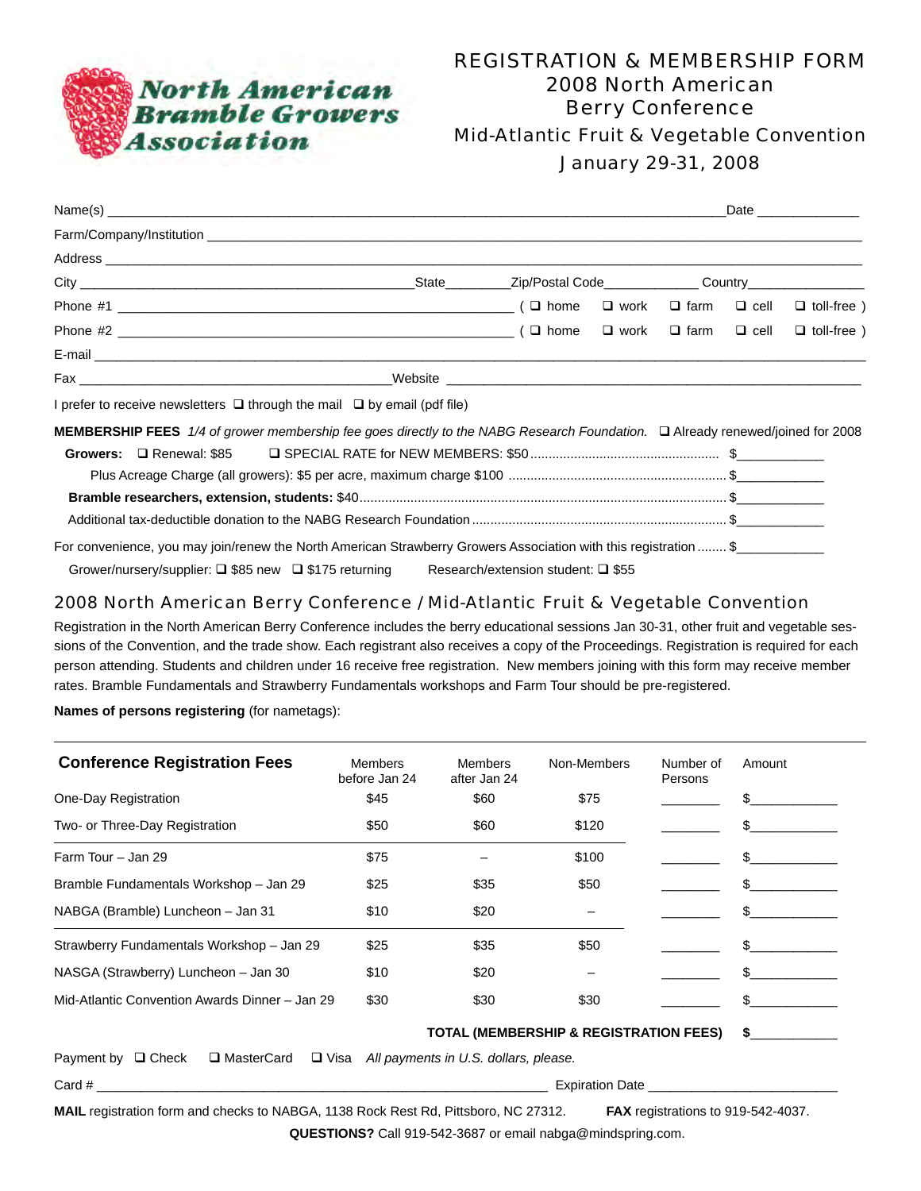**North American Bramble Growers Association**

# REGISTRATION & MEMBERSHIP FORM
## 2008 North American Berry Conference
## Mid-Atlantic Fruit & Vegetable Convention
## January 29-31, 2008

Name(s) ______________________________________________ Date ______________

Farm/Company/Institution ______________________________________________

Address ______________________________________________

City ______________________ State________ Zip/Postal Code____________ Country________________

Phone #1 ______________________________ ( ❑ home ❑ work ❑ farm ❑ cell ❑ toll-free )

Phone #2 ______________________________ ( ❑ home ❑ work ❑ farm ❑ cell ❑ toll-free )

E-mail ______________________________________________

Fax ______________________ Website ______________________

I prefer to receive newsletters ❑ through the mail ❑ by email (pdf file)

**MEMBERSHIP FEES** *1/4 of grower membership fee goes directly to the NABG Research Foundation.* ❑ Already renewed/joined for 2008

**Growers:** ❑ Renewal: $85 ❑ SPECIAL RATE for NEW MEMBERS: $50 .......... $____________

Plus Acreage Charge (all growers): $5 per acre, maximum charge $100 .......... $____________

**Bramble researchers, extension, students:** $40 .......... $____________

Additional tax-deductible donation to the NABG Research Foundation .......... $____________

For convenience, you may join/renew the North American Strawberry Growers Association with this registration ........ $____________

Grower/nursery/supplier: ❑ $85 new ❑ $175 returning Research/extension student: ❑ $55

## 2008 North American Berry Conference / Mid-Atlantic Fruit & Vegetable Convention

Registration in the North American Berry Conference includes the berry educational sessions Jan 30-31, other fruit and vegetable sessions of the Convention, and the trade show. Each registrant also receives a copy of the Proceedings. Registration is required for each person attending. Students and children under 16 receive free registration. New members joining with this form may receive member rates. Bramble Fundamentals and Strawberry Fundamentals workshops and Farm Tour should be pre-registered.

**Names of persons registering** (for nametags):

| **Conference Registration Fees** | Members before Jan 24 | Members after Jan 24 | Non-Members | Number of Persons | Amount |
|---|---|---|---|---|---|
| One-Day Registration | $45 | $60 | $75 | ________ | $____________ |
| Two- or Three-Day Registration | $50 | $60 | $120 | ________ | $____________ |
| Farm Tour – Jan 29 | $75 | – | $100 | ________ | $____________ |
| Bramble Fundamentals Workshop – Jan 29 | $25 | $35 | $50 | ________ | $____________ |
| NABGA (Bramble) Luncheon – Jan 31 | $10 | $20 | – | ________ | $____________ |
| Strawberry Fundamentals Workshop – Jan 29 | $25 | $35 | $50 | ________ | $____________ |
| NASGA (Strawberry) Luncheon – Jan 30 | $10 | $20 | – | ________ | $____________ |
| Mid-Atlantic Convention Awards Dinner – Jan 29 | $30 | $30 | $30 | ________ | $____________ |

**TOTAL (MEMBERSHIP & REGISTRATION FEES) $____________**

Payment by ❑ Check ❑ MasterCard ❑ Visa *All payments in U.S. dollars, please.*

Card # ______________________________ Expiration Date ______________________

**MAIL** registration form and checks to NABGA, 1138 Rock Rest Rd, Pittsboro, NC 27312. **FAX** registrations to 919-542-4037.

**QUESTIONS?** Call 919-542-3687 or email nabga@mindspring.com.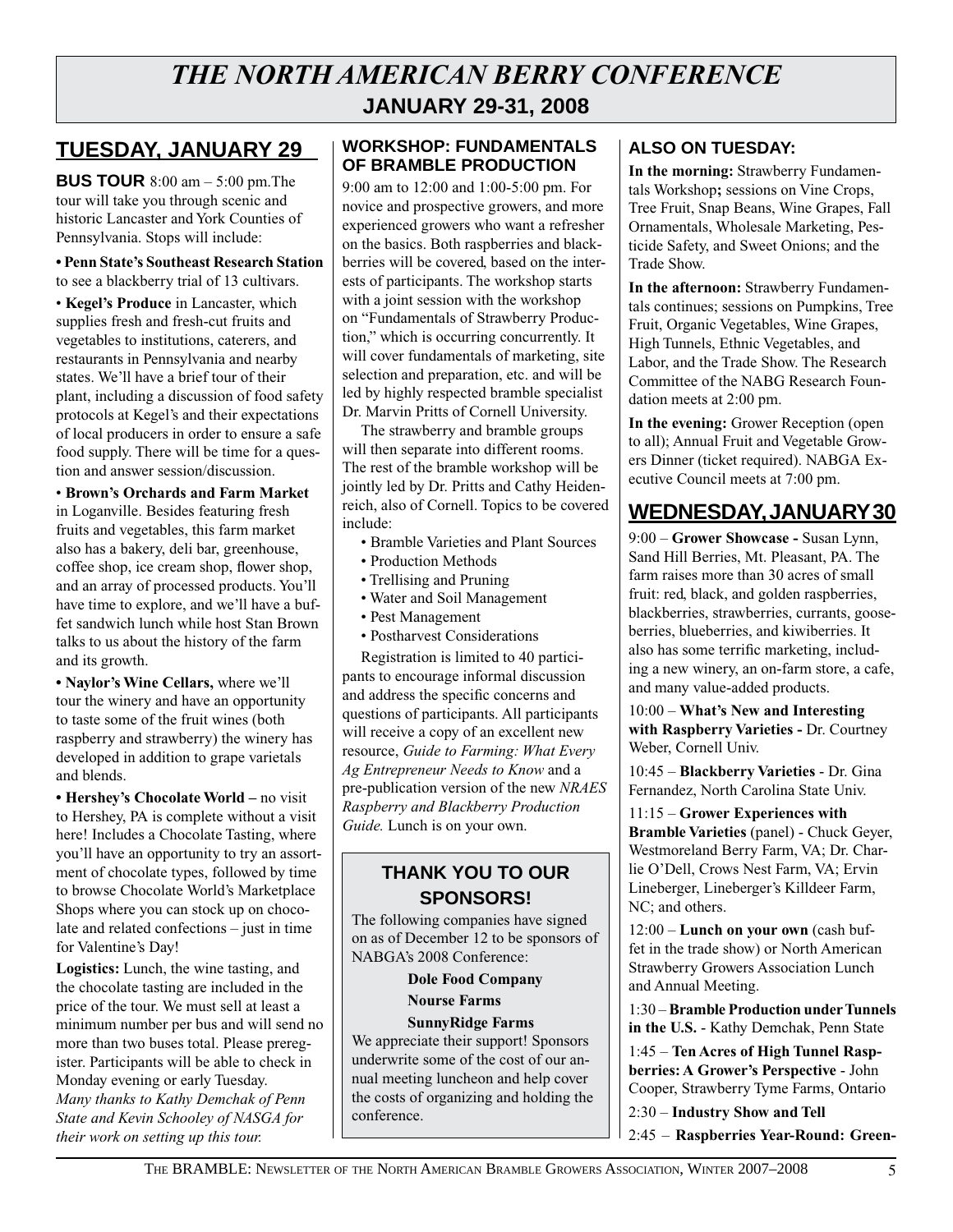# THE NORTH AMERICAN BERRY CONFERENCE

## JANUARY 29-31, 2008

## TUESDAY, JANUARY 29

**BUS TOUR** 8:00 am – 5:00 pm.The tour will take you through scenic and historic Lancaster and York Counties of Pennsylvania. Stops will include:

**• Penn State's Southeast Research Station** to see a blackberry trial of 13 cultivars.

• **Kegel's Produce** in Lancaster, which supplies fresh and fresh-cut fruits and vegetables to institutions, caterers, and restaurants in Pennsylvania and nearby states. We'll have a brief tour of their plant, including a discussion of food safety protocols at Kegel's and their expectations of local producers in order to ensure a safe food supply. There will be time for a question and answer session/discussion.

• **Brown's Orchards and Farm Market** in Loganville. Besides featuring fresh fruits and vegetables, this farm market also has a bakery, deli bar, greenhouse, coffee shop, ice cream shop, flower shop, and an array of processed products. You'll have time to explore, and we'll have a buffet sandwich lunch while host Stan Brown talks to us about the history of the farm and its growth.

**• Naylor's Wine Cellars,** where we'll tour the winery and have an opportunity to taste some of the fruit wines (both raspberry and strawberry) the winery has developed in addition to grape varietals and blends.

**• Hershey's Chocolate World –** no visit to Hershey, PA is complete without a visit here! Includes a Chocolate Tasting, where you'll have an opportunity to try an assortment of chocolate types, followed by time to browse Chocolate World's Marketplace Shops where you can stock up on chocolate and related confections – just in time for Valentine's Day!

**Logistics:** Lunch, the wine tasting, and the chocolate tasting are included in the price of the tour. We must sell at least a minimum number per bus and will send no more than two buses total. Please preregister. Participants will be able to check in Monday evening or early Tuesday. *Many thanks to Kathy Demchak of Penn State and Kevin Schooley of NASGA for their work on setting up this tour.*

### WORKSHOP: FUNDAMENTALS OF BRAMBLE PRODUCTION

9:00 am to 12:00 and 1:00-5:00 pm. For novice and prospective growers, and more experienced growers who want a refresher on the basics. Both raspberries and blackberries will be covered, based on the interests of participants. The workshop starts with a joint session with the workshop on "Fundamentals of Strawberry Production," which is occurring concurrently. It will cover fundamentals of marketing, site selection and preparation, etc. and will be led by highly respected bramble specialist Dr. Marvin Pritts of Cornell University.

The strawberry and bramble groups will then separate into different rooms. The rest of the bramble workshop will be jointly led by Dr. Pritts and Cathy Heidenreich, also of Cornell. Topics to be covered include:

- Bramble Varieties and Plant Sources
- Production Methods
- Trellising and Pruning
- Water and Soil Management
- Pest Management
- Postharvest Considerations

Registration is limited to 40 participants to encourage informal discussion and address the specific concerns and questions of participants. All participants will receive a copy of an excellent new resource, *Guide to Farming: What Every Ag Entrepreneur Needs to Know* and a pre-publication version of the new *NRAES Raspberry and Blackberry Production Guide.* Lunch is on your own.

### THANK YOU TO OUR SPONSORS!

The following companies have signed on as of December 12 to be sponsors of NABGA's 2008 Conference:

**Dole Food Company**

**Nourse Farms**

**SunnyRidge Farms**

We appreciate their support! Sponsors underwrite some of the cost of our annual meeting luncheon and help cover the costs of organizing and holding the conference.

### ALSO ON TUESDAY:

**In the morning:** Strawberry Fundamentals Workshop**;** sessions on Vine Crops, Tree Fruit, Snap Beans, Wine Grapes, Fall Ornamentals, Wholesale Marketing, Pesticide Safety, and Sweet Onions; and the Trade Show.

**In the afternoon:** Strawberry Fundamentals continues; sessions on Pumpkins, Tree Fruit, Organic Vegetables, Wine Grapes, High Tunnels, Ethnic Vegetables, and Labor, and the Trade Show. The Research Committee of the NABG Research Foundation meets at 2:00 pm.

**In the evening:** Grower Reception (open to all); Annual Fruit and Vegetable Growers Dinner (ticket required). NABGA Executive Council meets at 7:00 pm.

## WEDNESDAY, JANUARY 30

9:00 – **Grower Showcase -** Susan Lynn, Sand Hill Berries, Mt. Pleasant, PA. The farm raises more than 30 acres of small fruit: red, black, and golden raspberries, blackberries, strawberries, currants, gooseberries, blueberries, and kiwiberries. It also has some terrific marketing, including a new winery, an on-farm store, a cafe, and many value-added products.

10:00 – **What's New and Interesting with Raspberry Varieties -** Dr. Courtney Weber, Cornell Univ.

10:45 – **Blackberry Varieties** - Dr. Gina Fernandez, North Carolina State Univ.

11:15 – **Grower Experiences with Bramble Varieties** (panel) - Chuck Geyer, Westmoreland Berry Farm, VA; Dr. Charlie O'Dell, Crows Nest Farm, VA; Ervin Lineberger, Lineberger's Killdeer Farm, NC; and others.

12:00 – **Lunch on your own** (cash buffet in the trade show) or North American Strawberry Growers Association Lunch and Annual Meeting.

1:30 – **Bramble Production under Tunnels in the U.S.** - Kathy Demchak, Penn State

1:45 – **Ten Acres of High Tunnel Raspberries: A Grower's Perspective** - John Cooper, Strawberry Tyme Farms, Ontario

2:30 – **Industry Show and Tell**

2:45 – **Raspberries Year-Round: Green-**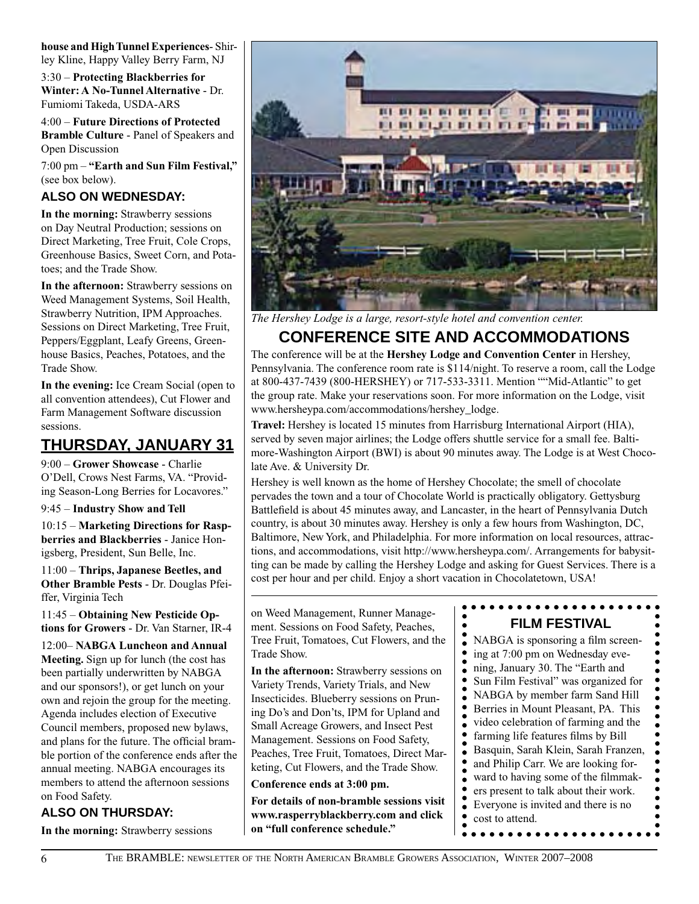**house and High Tunnel Experiences**- Shirley Kline, Happy Valley Berry Farm, NJ

3:30 – **Protecting Blackberries for Winter: A No-Tunnel Alternative** - Dr. Fumiomi Takeda, USDA-ARS

4:00 – **Future Directions of Protected Bramble Culture** - Panel of Speakers and Open Discussion

7:00 pm – **"Earth and Sun Film Festival,"** (see box below).

### ALSO ON WEDNESDAY:

**In the morning:** Strawberry sessions on Day Neutral Production; sessions on Direct Marketing, Tree Fruit, Cole Crops, Greenhouse Basics, Sweet Corn, and Potatoes; and the Trade Show.

**In the afternoon:** Strawberry sessions on Weed Management Systems, Soil Health, Strawberry Nutrition, IPM Approaches. Sessions on Direct Marketing, Tree Fruit, Peppers/Eggplant, Leafy Greens, Greenhouse Basics, Peaches, Potatoes, and the Trade Show.

**In the evening:** Ice Cream Social (open to all convention attendees), Cut Flower and Farm Management Software discussion sessions.

## THURSDAY, JANUARY 31

9:00 – **Grower Showcase** - Charlie O'Dell, Crows Nest Farms, VA. "Providing Season-Long Berries for Locavores."

9:45 – **Industry Show and Tell**

10:15 – **Marketing Directions for Raspberries and Blackberries** - Janice Honigsberg, President, Sun Belle, Inc.

11:00 – **Thrips, Japanese Beetles, and Other Bramble Pests** - Dr. Douglas Pfeiffer, Virginia Tech

11:45 – **Obtaining New Pesticide Options for Growers** - Dr. Van Starner, IR-4

12:00– **NABGA Luncheon and Annual Meeting.** Sign up for lunch (the cost has been partially underwritten by NABGA and our sponsors!), or get lunch on your own and rejoin the group for the meeting. Agenda includes election of Executive Council members, proposed new bylaws, and plans for the future. The official bramble portion of the conference ends after the annual meeting. NABGA encourages its members to attend the afternoon sessions on Food Safety.

### ALSO ON THURSDAY:

**In the morning:** Strawberry sessions on Weed Management, Runner Management. Sessions on Food Safety, Peaches, Tree Fruit, Tomatoes, Cut Flowers, and the Trade Show.

**In the afternoon:** Strawberry sessions on Variety Trends, Variety Trials, and New Insecticides. Blueberry sessions on Pruning Do's and Don'ts, IPM for Upland and Small Acreage Growers, and Insect Pest Management. Sessions on Food Safety, Peaches, Tree Fruit, Tomatoes, Direct Marketing, Cut Flowers, and the Trade Show.

**Conference ends at 3:00 pm.**

**For details of non-bramble sessions visit www.rasperryblackberry.com and click on "full conference schedule."**

*The Hershey Lodge is a large, resort-style hotel and convention center.*

## CONFERENCE SITE AND ACCOMMODATIONS

The conference will be at the **Hershey Lodge and Convention Center** in Hershey, Pennsylvania. The conference room rate is $114/night. To reserve a room, call the Lodge at 800-437-7439 (800-HERSHEY) or 717-533-3311. Mention ""Mid-Atlantic" to get the group rate. Make your reservations soon. For more information on the Lodge, visit www.hersheypa.com/accommodations/hershey_lodge.

**Travel:** Hershey is located 15 minutes from Harrisburg International Airport (HIA), served by seven major airlines; the Lodge offers shuttle service for a small fee. Baltimore-Washington Airport (BWI) is about 90 minutes away. The Lodge is at West Chocolate Ave. & University Dr.

Hershey is well known as the home of Hershey Chocolate; the smell of chocolate pervades the town and a tour of Chocolate World is practically obligatory. Gettysburg Battlefield is about 45 minutes away, and Lancaster, in the heart of Pennsylvania Dutch country, is about 30 minutes away. Hershey is only a few hours from Washington, DC, Baltimore, New York, and Philadelphia. For more information on local resources, attractions, and accommodations, visit http://www.hersheypa.com/. Arrangements for babysitting can be made by calling the Hershey Lodge and asking for Guest Services. There is a cost per hour and per child. Enjoy a short vacation in Chocolatetown, USA!

### FILM FESTIVAL

NABGA is sponsoring a film screening at 7:00 pm on Wednesday evening, January 30. The "Earth and Sun Film Festival" was organized for NABGA by member farm Sand Hill Berries in Mount Pleasant, PA. This video celebration of farming and the farming life features films by Bill Basquin, Sarah Klein, Sarah Franzen, and Philip Carr. We are looking forward to having some of the filmmakers present to talk about their work. Everyone is invited and there is no cost to attend.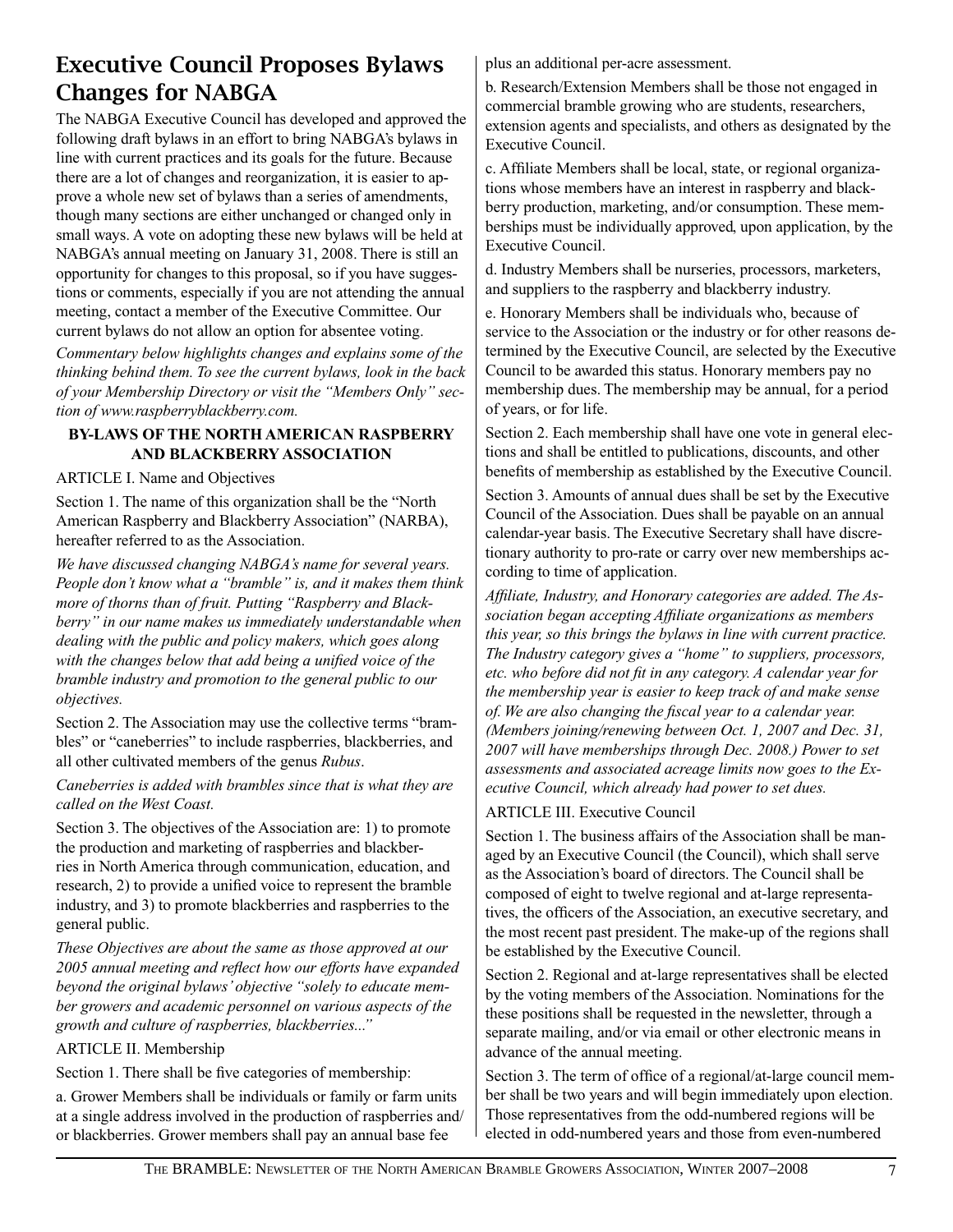# Executive Council Proposes Bylaws Changes for NABGA

The NABGA Executive Council has developed and approved the following draft bylaws in an effort to bring NABGA's bylaws in line with current practices and its goals for the future. Because there are a lot of changes and reorganization, it is easier to approve a whole new set of bylaws than a series of amendments, though many sections are either unchanged or changed only in small ways. A vote on adopting these new bylaws will be held at NABGA's annual meeting on January 31, 2008. There is still an opportunity for changes to this proposal, so if you have suggestions or comments, especially if you are not attending the annual meeting, contact a member of the Executive Committee. Our current bylaws do not allow an option for absentee voting.

*Commentary below highlights changes and explains some of the thinking behind them. To see the current bylaws, look in the back of your Membership Directory or visit the "Members Only" section of www.raspberryblackberry.com.*

**BY-LAWS OF THE NORTH AMERICAN RASPBERRY AND BLACKBERRY ASSOCIATION**

ARTICLE I. Name and Objectives

Section 1. The name of this organization shall be the "North American Raspberry and Blackberry Association" (NARBA), hereafter referred to as the Association.

*We have discussed changing NABGA's name for several years. People don't know what a "bramble" is, and it makes them think more of thorns than of fruit. Putting "Raspberry and Blackberry" in our name makes us immediately understandable when dealing with the public and policy makers, which goes along with the changes below that add being a unified voice of the bramble industry and promotion to the general public to our objectives.*

Section 2. The Association may use the collective terms "brambles" or "caneberries" to include raspberries, blackberries, and all other cultivated members of the genus *Rubus*.

*Caneberries is added with brambles since that is what they are called on the West Coast.*

Section 3. The objectives of the Association are: 1) to promote the production and marketing of raspberries and blackberries in North America through communication, education, and research, 2) to provide a unified voice to represent the bramble industry, and 3) to promote blackberries and raspberries to the general public.

*These Objectives are about the same as those approved at our 2005 annual meeting and reflect how our efforts have expanded beyond the original bylaws' objective "solely to educate member growers and academic personnel on various aspects of the growth and culture of raspberries, blackberries..."*

ARTICLE II. Membership

Section 1. There shall be five categories of membership:

a. Grower Members shall be individuals or family or farm units at a single address involved in the production of raspberries and/or blackberries. Grower members shall pay an annual base fee plus an additional per-acre assessment.

b. Research/Extension Members shall be those not engaged in commercial bramble growing who are students, researchers, extension agents and specialists, and others as designated by the Executive Council.

c. Affiliate Members shall be local, state, or regional organizations whose members have an interest in raspberry and blackberry production, marketing, and/or consumption. These memberships must be individually approved, upon application, by the Executive Council.

d. Industry Members shall be nurseries, processors, marketers, and suppliers to the raspberry and blackberry industry.

e. Honorary Members shall be individuals who, because of service to the Association or the industry or for other reasons determined by the Executive Council, are selected by the Executive Council to be awarded this status. Honorary members pay no membership dues. The membership may be annual, for a period of years, or for life.

Section 2. Each membership shall have one vote in general elections and shall be entitled to publications, discounts, and other benefits of membership as established by the Executive Council.

Section 3. Amounts of annual dues shall be set by the Executive Council of the Association. Dues shall be payable on an annual calendar-year basis. The Executive Secretary shall have discretionary authority to pro-rate or carry over new memberships according to time of application.

*Affiliate, Industry, and Honorary categories are added. The Association began accepting Affiliate organizations as members this year, so this brings the bylaws in line with current practice. The Industry category gives a "home" to suppliers, processors, etc. who before did not fit in any category. A calendar year for the membership year is easier to keep track of and make sense of. We are also changing the fiscal year to a calendar year. (Members joining/renewing between Oct. 1, 2007 and Dec. 31, 2007 will have memberships through Dec. 2008.) Power to set assessments and associated acreage limits now goes to the Executive Council, which already had power to set dues.*

ARTICLE III. Executive Council

Section 1. The business affairs of the Association shall be managed by an Executive Council (the Council), which shall serve as the Association's board of directors. The Council shall be composed of eight to twelve regional and at-large representatives, the officers of the Association, an executive secretary, and the most recent past president. The make-up of the regions shall be established by the Executive Council.

Section 2. Regional and at-large representatives shall be elected by the voting members of the Association. Nominations for the these positions shall be requested in the newsletter, through a separate mailing, and/or via email or other electronic means in advance of the annual meeting.

Section 3. The term of office of a regional/at-large council member shall be two years and will begin immediately upon election. Those representatives from the odd-numbered regions will be elected in odd-numbered years and those from even-numbered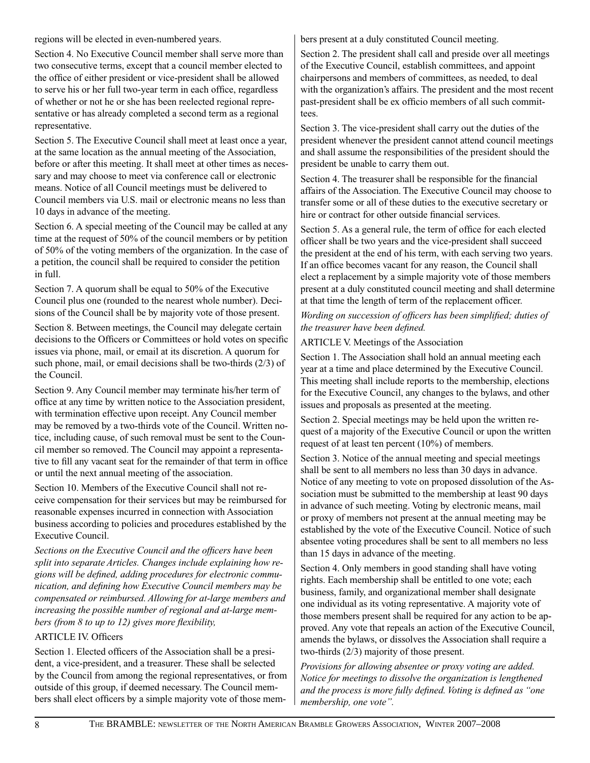regions will be elected in even-numbered years.

Section 4. No Executive Council member shall serve more than two consecutive terms, except that a council member elected to the office of either president or vice-president shall be allowed to serve his or her full two-year term in each office, regardless of whether or not he or she has been reelected regional representative or has already completed a second term as a regional representative.

Section 5. The Executive Council shall meet at least once a year, at the same location as the annual meeting of the Association, before or after this meeting. It shall meet at other times as necessary and may choose to meet via conference call or electronic means. Notice of all Council meetings must be delivered to Council members via U.S. mail or electronic means no less than 10 days in advance of the meeting.

Section 6. A special meeting of the Council may be called at any time at the request of 50% of the council members or by petition of 50% of the voting members of the organization. In the case of a petition, the council shall be required to consider the petition in full.

Section 7. A quorum shall be equal to 50% of the Executive Council plus one (rounded to the nearest whole number). Decisions of the Council shall be by majority vote of those present.

Section 8. Between meetings, the Council may delegate certain decisions to the Officers or Committees or hold votes on specific issues via phone, mail, or email at its discretion. A quorum for such phone, mail, or email decisions shall be two-thirds (2/3) of the Council.

Section 9. Any Council member may terminate his/her term of office at any time by written notice to the Association president, with termination effective upon receipt. Any Council member may be removed by a two-thirds vote of the Council. Written notice, including cause, of such removal must be sent to the Council member so removed. The Council may appoint a representative to fill any vacant seat for the remainder of that term in office or until the next annual meeting of the association.

Section 10. Members of the Executive Council shall not receive compensation for their services but may be reimbursed for reasonable expenses incurred in connection with Association business according to policies and procedures established by the Executive Council.

*Sections on the Executive Council and the officers have been split into separate Articles. Changes include explaining how regions will be defined, adding procedures for electronic communication, and defining how Executive Council members may be compensated or reimbursed. Allowing for at-large members and increasing the possible number of regional and at-large members (from 8 to up to 12) gives more flexibility,*

ARTICLE IV. Officers

Section 1. Elected officers of the Association shall be a president, a vice-president, and a treasurer. These shall be selected by the Council from among the regional representatives, or from outside of this group, if deemed necessary. The Council members shall elect officers by a simple majority vote of those members present at a duly constituted Council meeting.

Section 2. The president shall call and preside over all meetings of the Executive Council, establish committees, and appoint chairpersons and members of committees, as needed, to deal with the organization's affairs. The president and the most recent past-president shall be ex officio members of all such committees.

Section 3. The vice-president shall carry out the duties of the president whenever the president cannot attend council meetings and shall assume the responsibilities of the president should the president be unable to carry them out.

Section 4. The treasurer shall be responsible for the financial affairs of the Association. The Executive Council may choose to transfer some or all of these duties to the executive secretary or hire or contract for other outside financial services.

Section 5. As a general rule, the term of office for each elected officer shall be two years and the vice-president shall succeed the president at the end of his term, with each serving two years. If an office becomes vacant for any reason, the Council shall elect a replacement by a simple majority vote of those members present at a duly constituted council meeting and shall determine at that time the length of term of the replacement officer.

*Wording on succession of officers has been simplified; duties of the treasurer have been defined.*

ARTICLE V. Meetings of the Association

Section 1. The Association shall hold an annual meeting each year at a time and place determined by the Executive Council. This meeting shall include reports to the membership, elections for the Executive Council, any changes to the bylaws, and other issues and proposals as presented at the meeting.

Section 2. Special meetings may be held upon the written request of a majority of the Executive Council or upon the written request of at least ten percent (10%) of members.

Section 3. Notice of the annual meeting and special meetings shall be sent to all members no less than 30 days in advance. Notice of any meeting to vote on proposed dissolution of the Association must be submitted to the membership at least 90 days in advance of such meeting. Voting by electronic means, mail or proxy of members not present at the annual meeting may be established by the vote of the Executive Council. Notice of such absentee voting procedures shall be sent to all members no less than 15 days in advance of the meeting.

Section 4. Only members in good standing shall have voting rights. Each membership shall be entitled to one vote; each business, family, and organizational member shall designate one individual as its voting representative. A majority vote of those members present shall be required for any action to be approved. Any vote that repeals an action of the Executive Council, amends the bylaws, or dissolves the Association shall require a two-thirds (2/3) majority of those present.

*Provisions for allowing absentee or proxy voting are added. Notice for meetings to dissolve the organization is lengthened and the process is more fully defined. Voting is defined as "one membership, one vote".*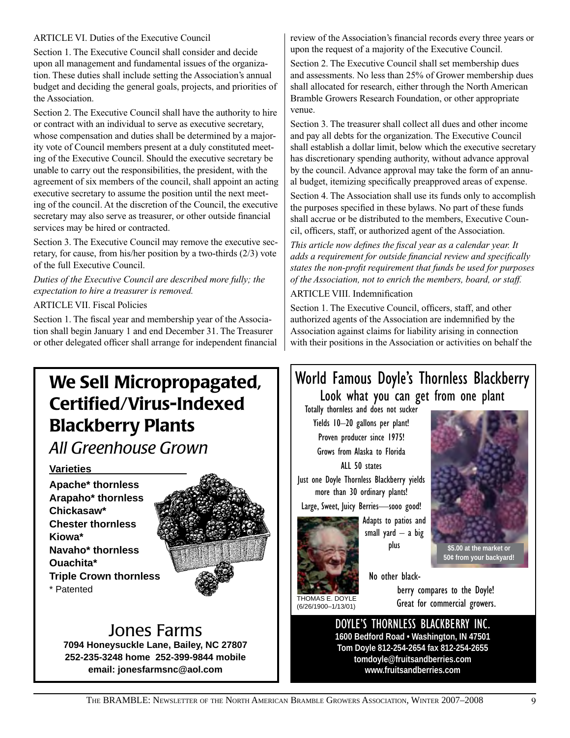ARTICLE VI. Duties of the Executive Council

Section 1. The Executive Council shall consider and decide upon all management and fundamental issues of the organization. These duties shall include setting the Association's annual budget and deciding the general goals, projects, and priorities of the Association.

Section 2. The Executive Council shall have the authority to hire or contract with an individual to serve as executive secretary, whose compensation and duties shall be determined by a majority vote of Council members present at a duly constituted meeting of the Executive Council. Should the executive secretary be unable to carry out the responsibilities, the president, with the agreement of six members of the council, shall appoint an acting executive secretary to assume the position until the next meeting of the council. At the discretion of the Council, the executive secretary may also serve as treasurer, or other outside financial services may be hired or contracted.

Section 3. The Executive Council may remove the executive secretary, for cause, from his/her position by a two-thirds (2/3) vote of the full Executive Council.

*Duties of the Executive Council are described more fully; the expectation to hire a treasurer is removed.*

ARTICLE VII. Fiscal Policies

Section 1. The fiscal year and membership year of the Association shall begin January 1 and end December 31. The Treasurer or other delegated officer shall arrange for independent financial review of the Association's financial records every three years or upon the request of a majority of the Executive Council.

Section 2. The Executive Council shall set membership dues and assessments. No less than 25% of Grower membership dues shall allocated for research, either through the North American Bramble Growers Research Foundation, or other appropriate venue.

Section 3. The treasurer shall collect all dues and other income and pay all debts for the organization. The Executive Council shall establish a dollar limit, below which the executive secretary has discretionary spending authority, without advance approval by the council. Advance approval may take the form of an annual budget, itemizing specifically preapproved areas of expense.

Section 4. The Association shall use its funds only to accomplish the purposes specified in these bylaws. No part of these funds shall accrue or be distributed to the members, Executive Council, officers, staff, or authorized agent of the Association.

*This article now defines the fiscal year as a calendar year. It adds a requirement for outside financial review and specifically states the non-profit requirement that funds be used for purposes of the Association, not to enrich the members, board, or staff.*

ARTICLE VIII. Indemnification

Section 1. The Executive Council, officers, staff, and other authorized agents of the Association are indemnified by the Association against claims for liability arising in connection with their positions in the Association or activities on behalf the

---

# We Sell Micropropagated, Certified/Virus-Indexed Blackberry Plants

*All Greenhouse Grown*

**Varieties**

**Apache* thornless**
**Arapaho* thornless**
**Chickasaw***
**Chester thornless**
**Kiowa***
**Navaho* thornless**
**Ouachita***
**Triple Crown thornless**
* Patented

Jones Farms
**7094 Honeysuckle Lane, Bailey, NC 27807**
**252-235-3248 home 252-399-9844 mobile**
**email: jonesfarmsnc@aol.com**

---

# World Famous Doyle's Thornless Blackberry

Look what you can get from one plant

Totally thornless and does not sucker
Yields 10–20 gallons per plant!
Proven producer since 1975!
Grows from Alaska to Florida
ALL 50 states
Just one Doyle Thornless Blackberry yields more than 30 ordinary plants!
Large, Sweet, Juicy Berries—sooo good!
Adapts to patios and small yard – a big plus

**$5.00 at the market or 50¢ from your backyard!**

THOMAS E. DOYLE (6/26/1900–1/13/01)

No other blackberry compares to the Doyle! Great for commercial growers.

DOYLE'S THORNLESS BLACKBERRY INC.
**1600 Bedford Road • Washington, IN 47501**
**Tom Doyle 812-254-2654 fax 812-254-2655**
**tomdoyle@fruitsandberries.com**
**www.fruitsandberries.com**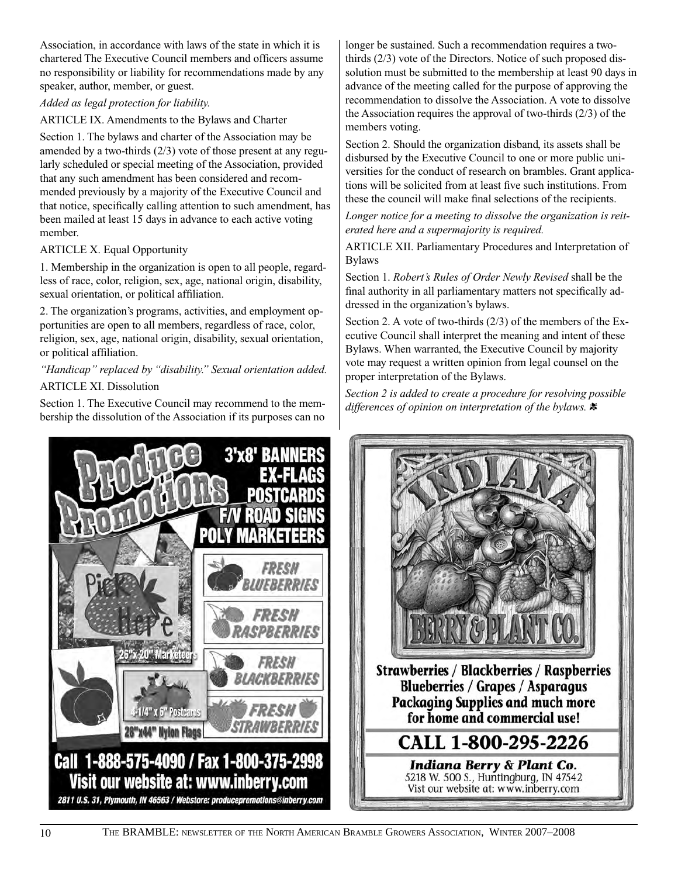Association, in accordance with laws of the state in which it is chartered The Executive Council members and officers assume no responsibility or liability for recommendations made by any speaker, author, member, or guest.

*Added as legal protection for liability.*

ARTICLE IX. Amendments to the Bylaws and Charter

Section 1. The bylaws and charter of the Association may be amended by a two-thirds (2/3) vote of those present at any regularly scheduled or special meeting of the Association, provided that any such amendment has been considered and recommended previously by a majority of the Executive Council and that notice, specifically calling attention to such amendment, has been mailed at least 15 days in advance to each active voting member.

ARTICLE X. Equal Opportunity

1. Membership in the organization is open to all people, regardless of race, color, religion, sex, age, national origin, disability, sexual orientation, or political affiliation.

2. The organization's programs, activities, and employment opportunities are open to all members, regardless of race, color, religion, sex, age, national origin, disability, sexual orientation, or political affiliation.

*"Handicap" replaced by "disability." Sexual orientation added.*

ARTICLE XI. Dissolution

Section 1. The Executive Council may recommend to the membership the dissolution of the Association if its purposes can no longer be sustained. Such a recommendation requires a two-thirds (2/3) vote of the Directors. Notice of such proposed dissolution must be submitted to the membership at least 90 days in advance of the meeting called for the purpose of approving the recommendation to dissolve the Association. A vote to dissolve the Association requires the approval of two-thirds (2/3) of the members voting.

Section 2. Should the organization disband, its assets shall be disbursed by the Executive Council to one or more public universities for the conduct of research on brambles. Grant applications will be solicited from at least five such institutions. From these the council will make final selections of the recipients.

*Longer notice for a meeting to dissolve the organization is reiterated here and a supermajority is required.*

ARTICLE XII. Parliamentary Procedures and Interpretation of Bylaws

Section 1. *Robert's Rules of Order Newly Revised* shall be the final authority in all parliamentary matters not specifically addressed in the organization's bylaws.

Section 2. A vote of two-thirds (2/3) of the members of the Executive Council shall interpret the meaning and intent of these Bylaws. When warranted, the Executive Council by majority vote may request a written opinion from legal counsel on the proper interpretation of the Bylaws.

*Section 2 is added to create a procedure for resolving possible differences of opinion on interpretation of the bylaws.*

**Produce Promotions**

3'x8' BANNERS
EX-FLAGS
POSTCARDS
F/V ROAD SIGNS
POLY MARKETEERS

Pick Here — 26"x20" Marketeers
4-1/4" x 6" Postcards
28"x44" Nylon Flags
FRESH BLUEBERRIES
FRESH RASPBERRIES
FRESH BLACKBERRIES
FRESH STRAWBERRIES

**Call 1-888-575-4090 / Fax 1-800-375-2998**
**Visit our website at: www.inberry.com**
2811 U.S. 31, Plymouth, IN 46563 / Webstore: producepromotions@inberry.com

**INDIANA BERRY & PLANT CO.**

**Strawberries / Blackberries / Raspberries**
**Blueberries / Grapes / Asparagus**
**Packaging Supplies and much more for home and commercial use!**

**CALL 1-800-295-2226**

***Indiana Berry & Plant Co.***
5218 W. 500 S., Huntingburg, IN 47542
Vist our website at: www.inberry.com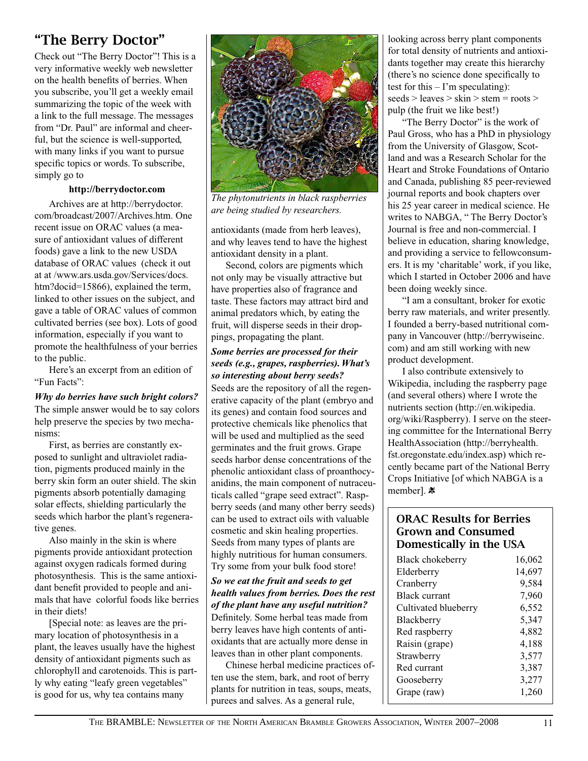## "The Berry Doctor"

Check out "The Berry Doctor"! This is a very informative weekly web newsletter on the health benefits of berries. When you subscribe, you'll get a weekly email summarizing the topic of the week with a link to the full message. The messages from "Dr. Paul" are informal and cheerful, but the science is well-supported, with many links if you want to pursue specific topics or words. To subscribe, simply go to

**http://berrydoctor.com**

Archives are at http://berrydoctor.com/broadcast/2007/Archives.htm. One recent issue on ORAC values (a measure of antioxidant values of different foods) gave a link to the new USDA database of ORAC values (check it out at at /www.ars.usda.gov/Services/docs.htm?docid=15866), explained the term, linked to other issues on the subject, and gave a table of ORAC values of common cultivated berries (see box). Lots of good information, especially if you want to promote the healthfulness of your berries to the public.

Here's an excerpt from an edition of "Fun Facts":

***Why do berries have such bright colors?*** The simple answer would be to say colors help preserve the species by two mechanisms:

First, as berries are constantly exposed to sunlight and ultraviolet radiation, pigments produced mainly in the berry skin form an outer shield. The skin pigments absorb potentially damaging solar effects, shielding particularly the seeds which harbor the plant's regenerative genes.

Also mainly in the skin is where pigments provide antioxidant protection against oxygen radicals formed during photosynthesis. This is the same antioxidant benefit provided to people and animals that have colorful foods like berries in their diets!

[Special note: as leaves are the primary location of photosynthesis in a plant, the leaves usually have the highest density of antioxidant pigments such as chlorophyll and carotenoids. This is partly why eating "leafy green vegetables" is good for us, why tea contains many antioxidants (made from herb leaves), and why leaves tend to have the highest antioxidant density in a plant.

*The phytonutrients in black raspberries are being studied by researchers.*

Second, colors are pigments which not only may be visually attractive but have properties also of fragrance and taste. These factors may attract bird and animal predators which, by eating the fruit, will disperse seeds in their droppings, propagating the plant.

***Some berries are processed for their seeds (e.g., grapes, raspberries). What's so interesting about berry seeds?***

Seeds are the repository of all the regenerative capacity of the plant (embryo and its genes) and contain food sources and protective chemicals like phenolics that will be used and multiplied as the seed germinates and the fruit grows. Grape seeds harbor dense concentrations of the phenolic antioxidant class of proanthocyanidins, the main component of nutraceuticals called "grape seed extract". Raspberry seeds (and many other berry seeds) can be used to extract oils with valuable cosmetic and skin healing properties. Seeds from many types of plants are highly nutritious for human consumers. Try some from your bulk food store!

***So we eat the fruit and seeds to get health values from berries. Does the rest of the plant have any useful nutrition?***

Definitely. Some herbal teas made from berry leaves have high contents of antioxidants that are actually more dense in leaves than in other plant components.

Chinese herbal medicine practices often use the stem, bark, and root of berry plants for nutrition in teas, soups, meats, purees and salves. As a general rule, looking across berry plant components for total density of nutrients and antioxidants together may create this hierarchy (there's no science done specifically to test for this – I'm speculating):
seeds > leaves > skin > stem = roots > pulp (the fruit we like best!)

"The Berry Doctor" is the work of Paul Gross, who has a PhD in physiology from the University of Glasgow, Scotland and was a Research Scholar for the Heart and Stroke Foundations of Ontario and Canada, publishing 85 peer-reviewed journal reports and book chapters over his 25 year career in medical science. He writes to NABGA, " The Berry Doctor's Journal is free and non-commercial. I believe in education, sharing knowledge, and providing a service to fellowconsumers. It is my 'charitable' work, if you like, which I started in October 2006 and have been doing weekly since.

"I am a consultant, broker for exotic berry raw materials, and writer presently. I founded a berry-based nutritional company in Vancouver (http://berrywiseinc.com) and am still working with new product development.

I also contribute extensively to Wikipedia, including the raspberry page (and several others) where I wrote the nutrients section (http://en.wikipedia.org/wiki/Raspberry). I serve on the steering committee for the International Berry HealthAssociation (http://berryhealth.fst.oregonstate.edu/index.asp) which recently became part of the National Berry Crops Initiative [of which NABGA is a member].

### ORAC Results for Berries Grown and Consumed Domestically in the USA

| Berry | ORAC |
|---|---|
| Black chokeberry | 16,062 |
| Elderberry | 14,697 |
| Cranberry | 9,584 |
| Black currant | 7,960 |
| Cultivated blueberry | 6,552 |
| Blackberry | 5,347 |
| Red raspberry | 4,882 |
| Raisin (grape) | 4,188 |
| Strawberry | 3,577 |
| Red currant | 3,387 |
| Gooseberry | 3,277 |
| Grape (raw) | 1,260 |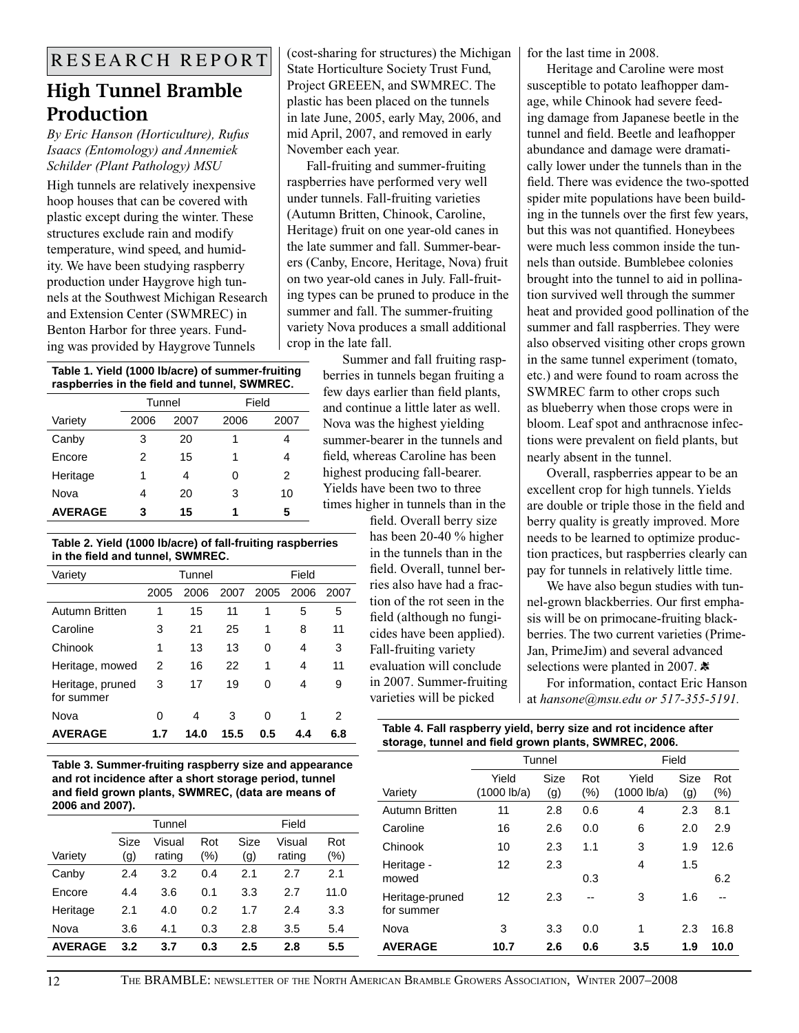RESEARCH REPORT

# High Tunnel Bramble Production

*By Eric Hanson (Horticulture), Rufus Isaacs (Entomology) and Annemiek Schilder (Plant Pathology) MSU*

High tunnels are relatively inexpensive hoop houses that can be covered with plastic except during the winter. These structures exclude rain and modify temperature, wind speed, and humidity. We have been studying raspberry production under Haygrove high tunnels at the Southwest Michigan Research and Extension Center (SWMREC) in Benton Harbor for three years. Funding was provided by Haygrove Tunnels (cost-sharing for structures) the Michigan State Horticulture Society Trust Fund, Project GREEEN, and SWMREC. The plastic has been placed on the tunnels in late June, 2005, early May, 2006, and mid April, 2007, and removed in early November each year.

Fall-fruiting and summer-fruiting raspberries have performed very well under tunnels. Fall-fruiting varieties (Autumn Britten, Chinook, Caroline, Heritage) fruit on one year-old canes in the late summer and fall. Summer-bearers (Canby, Encore, Heritage, Nova) fruit on two year-old canes in July. Fall-fruiting types can be pruned to produce in the summer and fall. The summer-fruiting variety Nova produces a small additional crop in the late fall.

Summer and fall fruiting raspberries in tunnels began fruiting a few days earlier than field plants, and continue a little later as well. Nova was the highest yielding summer-bearer in the tunnels and field, whereas Caroline has been highest producing fall-bearer. Yields have been two to three times higher in tunnels than in the field. Overall berry size has been 20-40 % higher in the tunnels than in the field. Overall, tunnel berries also have had a fraction of the rot seen in the field (although no fungicides have been applied). Fall-fruiting variety evaluation will conclude in 2007. Summer-fruiting varieties will be picked for the last time in 2008.

Heritage and Caroline were most susceptible to potato leafhopper damage, while Chinook had severe feeding damage from Japanese beetle in the tunnel and field. Beetle and leafhopper abundance and damage were dramatically lower under the tunnels than in the field. There was evidence the two-spotted spider mite populations have been building in the tunnels over the first few years, but this was not quantified. Honeybees were much less common inside the tunnels than outside. Bumblebee colonies brought into the tunnel to aid in pollination survived well through the summer heat and provided good pollination of the summer and fall raspberries. They were also observed visiting other crops grown in the same tunnel experiment (tomato, etc.) and were found to roam across the SWMREC farm to other crops such as blueberry when those crops were in bloom. Leaf spot and anthracnose infections were prevalent on field plants, but nearly absent in the tunnel.

Overall, raspberries appear to be an excellent crop for high tunnels. Yields are double or triple those in the field and berry quality is greatly improved. More needs to be learned to optimize production practices, but raspberries clearly can pay for tunnels in relatively little time.

We have also begun studies with tunnel-grown blackberries. Our first emphasis will be on primocane-fruiting blackberries. The two current varieties (Prime-Jan, PrimeJim) and several advanced selections were planted in 2007. ❀

For information, contact Eric Hanson at *hansone@msu.edu or 517-355-5191.*

**Table 1. Yield (1000 lb/acre) of summer-fruiting raspberries in the field and tunnel, SWMREC.**

| | Tunnel | | Field | |
|---|---|---|---|---|
| Variety | 2006 | 2007 | 2006 | 2007 |
| Canby | 3 | 20 | 1 | 4 |
| Encore | 2 | 15 | 1 | 4 |
| Heritage | 1 | 4 | 0 | 2 |
| Nova | 4 | 20 | 3 | 10 |
| **AVERAGE** | **3** | **15** | **1** | **5** |

**Table 2. Yield (1000 lb/acre) of fall-fruiting raspberries in the field and tunnel, SWMREC.**

| Variety | Tunnel | | | Field | | |
|---|---|---|---|---|---|---|
| | 2005 | 2006 | 2007 | 2005 | 2006 | 2007 |
| Autumn Britten | 1 | 15 | 11 | 1 | 5 | 5 |
| Caroline | 3 | 21 | 25 | 1 | 8 | 11 |
| Chinook | 1 | 13 | 13 | 0 | 4 | 3 |
| Heritage, mowed | 2 | 16 | 22 | 1 | 4 | 11 |
| Heritage, pruned for summer | 3 | 17 | 19 | 0 | 4 | 9 |
| Nova | 0 | 4 | 3 | 0 | 1 | 2 |
| **AVERAGE** | **1.7** | **14.0** | **15.5** | **0.5** | **4.4** | **6.8** |

**Table 3. Summer-fruiting raspberry size and appearance and rot incidence after a short storage period, tunnel and field grown plants, SWMREC, (data are means of 2006 and 2007).**

| | Tunnel | | | Field | | |
|---|---|---|---|---|---|---|
| Variety | Size (g) | Visual rating | Rot (%) | Size (g) | Visual rating | Rot (%) |
| Canby | 2.4 | 3.2 | 0.4 | 2.1 | 2.7 | 2.1 |
| Encore | 4.4 | 3.6 | 0.1 | 3.3 | 2.7 | 11.0 |
| Heritage | 2.1 | 4.0 | 0.2 | 1.7 | 2.4 | 3.3 |
| Nova | 3.6 | 4.1 | 0.3 | 2.8 | 3.5 | 5.4 |
| **AVERAGE** | **3.2** | **3.7** | **0.3** | **2.5** | **2.8** | **5.5** |

**Table 4. Fall raspberry yield, berry size and rot incidence after storage, tunnel and field grown plants, SWMREC, 2006.**

| | Tunnel | | | Field | | |
|---|---|---|---|---|---|---|
| Variety | Yield (1000 lb/a) | Size (g) | Rot (%) | Yield (1000 lb/a) | Size (g) | Rot (%) |
| Autumn Britten | 11 | 2.8 | 0.6 | 4 | 2.3 | 8.1 |
| Caroline | 16 | 2.6 | 0.0 | 6 | 2.0 | 2.9 |
| Chinook | 10 | 2.3 | 1.1 | 3 | 1.9 | 12.6 |
| Heritage - mowed | 12 | 2.3 | 0.3 | 4 | 1.5 | 6.2 |
| Heritage-pruned for summer | 12 | 2.3 | -- | 3 | 1.6 | -- |
| Nova | 3 | 3.3 | 0.0 | 1 | 2.3 | 16.8 |
| **AVERAGE** | **10.7** | **2.6** | **0.6** | **3.5** | **1.9** | **10.0** |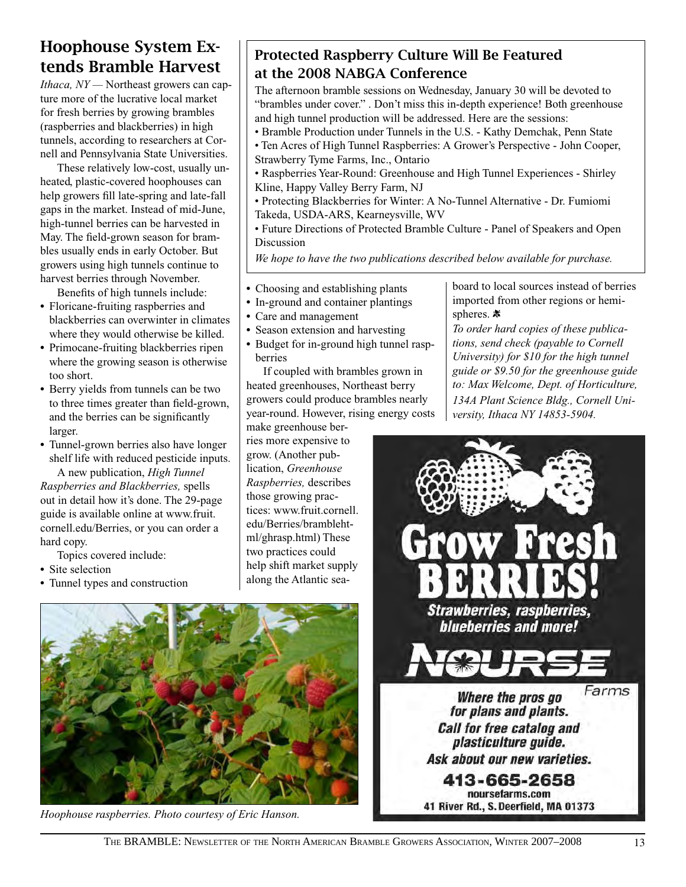## Hoophouse System Extends Bramble Harvest

*Ithaca, NY* — Northeast growers can capture more of the lucrative local market for fresh berries by growing brambles (raspberries and blackberries) in high tunnels, according to researchers at Cornell and Pennsylvania State Universities.

These relatively low-cost, usually unheated, plastic-covered hoophouses can help growers fill late-spring and late-fall gaps in the market. Instead of mid-June, high-tunnel berries can be harvested in May. The field-grown season for brambles usually ends in early October. But growers using high tunnels continue to harvest berries through November.

Benefits of high tunnels include:

- Floricane-fruiting raspberries and blackberries can overwinter in climates where they would otherwise be killed.
- Primocane-fruiting blackberries ripen where the growing season is otherwise too short.
- Berry yields from tunnels can be two to three times greater than field-grown, and the berries can be significantly larger.
- Tunnel-grown berries also have longer shelf life with reduced pesticide inputs.

A new publication, *High Tunnel Raspberries and Blackberries,* spells out in detail how it's done. The 29-page guide is available online at www.fruit.cornell.edu/Berries, or you can order a hard copy.

Topics covered include:

- Site selection
- Tunnel types and construction
- Choosing and establishing plants
- In-ground and container plantings
- Care and management
- Season extension and harvesting
- Budget for in-ground high tunnel raspberries

If coupled with brambles grown in heated greenhouses, Northeast berry growers could produce brambles nearly year-round. However, rising energy costs make greenhouse berries more expensive to grow. (Another publication, *Greenhouse Raspberries,* describes those growing practices: www.fruit.cornell.edu/Berries/bramblehtml/ghrasp.html) These two practices could help shift market supply along the Atlantic seaboard to local sources instead of berries imported from other regions or hemispheres.

*To order hard copies of these publications, send check (payable to Cornell University) for $10 for the high tunnel guide or $9.50 for the greenhouse guide to: Max Welcome, Dept. of Horticulture, 134A Plant Science Bldg., Cornell University, Ithaca NY 14853-5904.*

## Protected Raspberry Culture Will Be Featured at the 2008 NABGA Conference

The afternoon bramble sessions on Wednesday, January 30 will be devoted to "brambles under cover." . Don't miss this in-depth experience! Both greenhouse and high tunnel production will be addressed. Here are the sessions:

- Bramble Production under Tunnels in the U.S. - Kathy Demchak, Penn State
- Ten Acres of High Tunnel Raspberries: A Grower's Perspective - John Cooper, Strawberry Tyme Farms, Inc., Ontario
- Raspberries Year-Round: Greenhouse and High Tunnel Experiences - Shirley Kline, Happy Valley Berry Farm, NJ
- Protecting Blackberries for Winter: A No-Tunnel Alternative - Dr. Fumiomi Takeda, USDA-ARS, Kearneysville, WV
- Future Directions of Protected Bramble Culture - Panel of Speakers and Open Discussion

*We hope to have the two publications described below available for purchase.*

*Hoophouse raspberries. Photo courtesy of Eric Hanson.*

**Grow Fresh BERRIES!**
*Strawberries, raspberries, blueberries and more!*

**NOURSE Farms**

*Where the pros go for plans and plants. Call for free catalog and plasticulture guide. Ask about our new varieties.*

**413-665-2658**
noursefarms.com
41 River Rd., S. Deerfield, MA 01373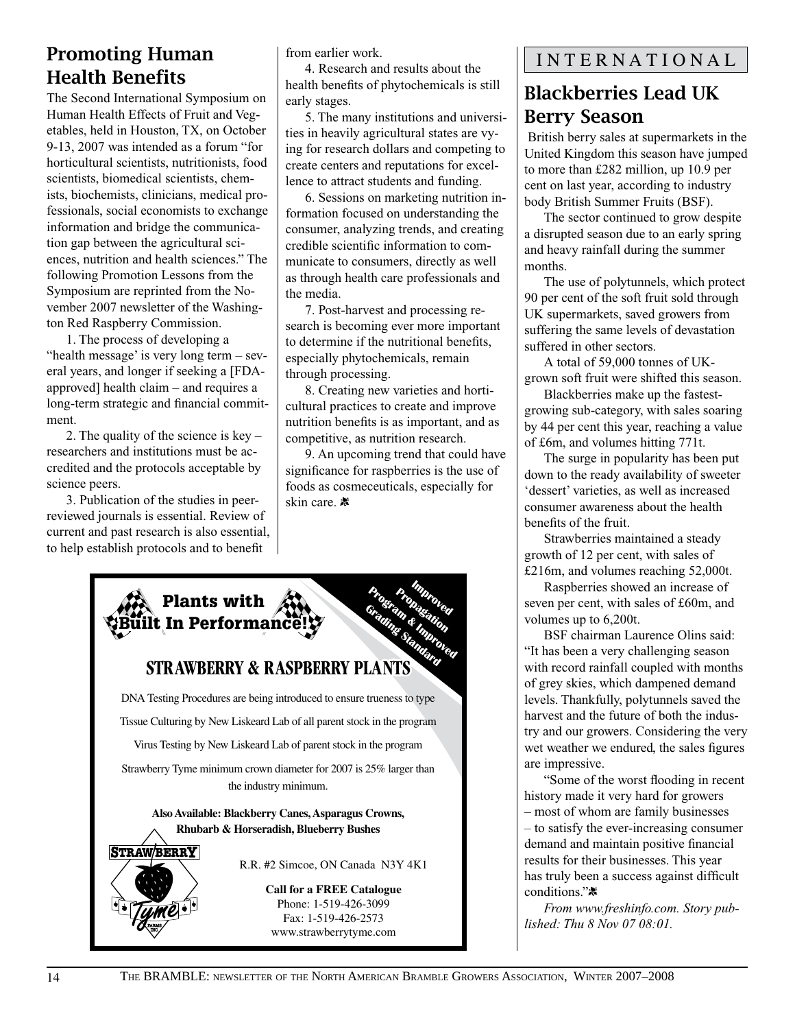## Promoting Human Health Benefits

The Second International Symposium on Human Health Effects of Fruit and Vegetables, held in Houston, TX, on October 9-13, 2007 was intended as a forum "for horticultural scientists, nutritionists, food scientists, biomedical scientists, chemists, biochemists, clinicians, medical professionals, social economists to exchange information and bridge the communication gap between the agricultural sciences, nutrition and health sciences." The following Promotion Lessons from the Symposium are reprinted from the November 2007 newsletter of the Washington Red Raspberry Commission.

1. The process of developing a "health message' is very long term – several years, and longer if seeking a [FDA-approved] health claim – and requires a long-term strategic and financial commitment.

2. The quality of the science is key – researchers and institutions must be accredited and the protocols acceptable by science peers.

3. Publication of the studies in peer-reviewed journals is essential. Review of current and past research is also essential, to help establish protocols and to benefit from earlier work.

4. Research and results about the health benefits of phytochemicals is still early stages.

5. The many institutions and universities in heavily agricultural states are vying for research dollars and competing to create centers and reputations for excellence to attract students and funding.

6. Sessions on marketing nutrition information focused on understanding the consumer, analyzing trends, and creating credible scientific information to communicate to consumers, directly as well as through health care professionals and the media.

7. Post-harvest and processing research is becoming ever more important to determine if the nutritional benefits, especially phytochemicals, remain through processing.

8. Creating new varieties and horticultural practices to create and improve nutrition benefits is as important, and as competitive, as nutrition research.

9. An upcoming trend that could have significance for raspberries is the use of foods as cosmeceuticals, especially for skin care.

**Plants with Built In Performance!**

Improved Propagation Program & Improved Grading Standard

**STRAWBERRY & RASPBERRY PLANTS**

DNA Testing Procedures are being introduced to ensure trueness to type

Tissue Culturing by New Liskeard Lab of all parent stock in the program

Virus Testing by New Liskeard Lab of parent stock in the program

Strawberry Tyme minimum crown diameter for 2007 is 25% larger than the industry minimum.

**Also Available: Blackberry Canes, Asparagus Crowns, Rhubarb & Horseradish, Blueberry Bushes**

STRAWBERRY Tyme FARMS INC.

R.R. #2 Simcoe, ON Canada N3Y 4K1

**Call for a FREE Catalogue**
Phone: 1-519-426-3099
Fax: 1-519-426-2573
www.strawberrytyme.com

INTERNATIONAL

## Blackberries Lead UK Berry Season

British berry sales at supermarkets in the United Kingdom this season have jumped to more than £282 million, up 10.9 per cent on last year, according to industry body British Summer Fruits (BSF).

The sector continued to grow despite a disrupted season due to an early spring and heavy rainfall during the summer months.

The use of polytunnels, which protect 90 per cent of the soft fruit sold through UK supermarkets, saved growers from suffering the same levels of devastation suffered in other sectors.

A total of 59,000 tonnes of UK-grown soft fruit were shifted this season.

Blackberries make up the fastest-growing sub-category, with sales soaring by 44 per cent this year, reaching a value of £6m, and volumes hitting 771t.

The surge in popularity has been put down to the ready availability of sweeter 'dessert' varieties, as well as increased consumer awareness about the health benefits of the fruit.

Strawberries maintained a steady growth of 12 per cent, with sales of £216m, and volumes reaching 52,000t.

Raspberries showed an increase of seven per cent, with sales of £60m, and volumes up to 6,200t.

BSF chairman Laurence Olins said: "It has been a very challenging season with record rainfall coupled with months of grey skies, which dampened demand levels. Thankfully, polytunnels saved the harvest and the future of both the industry and our growers. Considering the very wet weather we endured, the sales figures are impressive.

"Some of the worst flooding in recent history made it very hard for growers – most of whom are family businesses – to satisfy the ever-increasing consumer demand and maintain positive financial results for their businesses. This year has truly been a success against difficult conditions."

*From www.freshinfo.com. Story published: Thu 8 Nov 07 08:01.*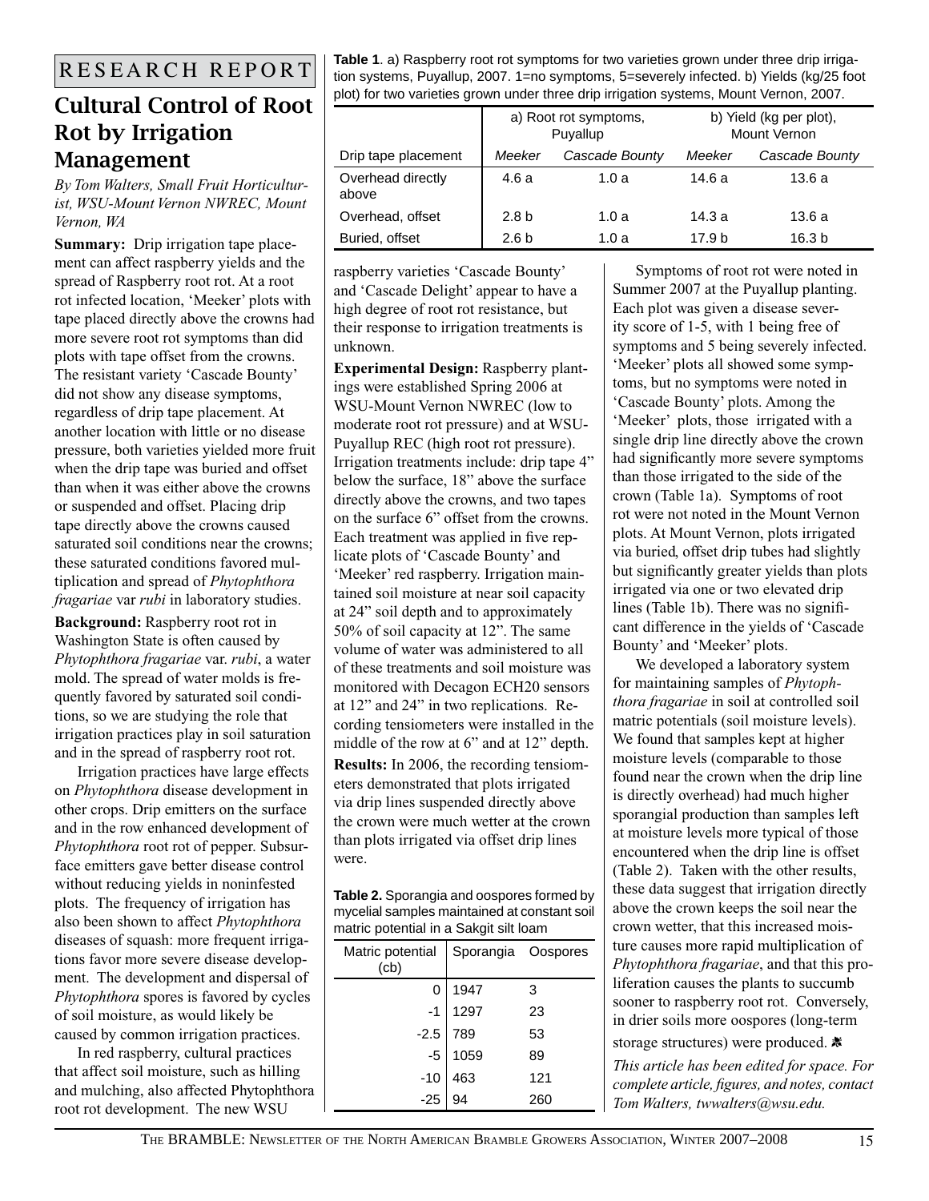RESEARCH REPORT

# Cultural Control of Root Rot by Irrigation Management

*By Tom Walters, Small Fruit Horticulturist, WSU-Mount Vernon NWREC, Mount Vernon, WA*

**Summary:** Drip irrigation tape placement can affect raspberry yields and the spread of Raspberry root rot. At a root rot infected location, 'Meeker' plots with tape placed directly above the crowns had more severe root rot symptoms than did plots with tape offset from the crowns. The resistant variety 'Cascade Bounty' did not show any disease symptoms, regardless of drip tape placement. At another location with little or no disease pressure, both varieties yielded more fruit when the drip tape was buried and offset than when it was either above the crowns or suspended and offset. Placing drip tape directly above the crowns caused saturated soil conditions near the crowns; these saturated conditions favored multiplication and spread of *Phytophthora fragariae* var *rubi* in laboratory studies.

**Background:** Raspberry root rot in Washington State is often caused by *Phytophthora fragariae* var. *rubi*, a water mold. The spread of water molds is frequently favored by saturated soil conditions, so we are studying the role that irrigation practices play in soil saturation and in the spread of raspberry root rot.

Irrigation practices have large effects on *Phytophthora* disease development in other crops. Drip emitters on the surface and in the row enhanced development of *Phytophthora* root rot of pepper. Subsurface emitters gave better disease control without reducing yields in noninfested plots. The frequency of irrigation has also been shown to affect *Phytophthora* diseases of squash: more frequent irrigations favor more severe disease development. The development and dispersal of *Phytophthora* spores is favored by cycles of soil moisture, as would likely be caused by common irrigation practices.

In red raspberry, cultural practices that affect soil moisture, such as hilling and mulching, also affected Phytophthora root rot development. The new WSU raspberry varieties 'Cascade Bounty' and 'Cascade Delight' appear to have a high degree of root rot resistance, but their response to irrigation treatments is unknown.

**Table 1**. a) Raspberry root rot symptoms for two varieties grown under three drip irrigation systems, Puyallup, 2007. 1=no symptoms, 5=severely infected. b) Yields (kg/25 foot plot) for two varieties grown under three drip irrigation systems, Mount Vernon, 2007.

| | a) Root rot symptoms, Puyallup | | b) Yield (kg per plot), Mount Vernon | |
|---|---|---|---|---|
| Drip tape placement | *Meeker* | *Cascade Bounty* | *Meeker* | *Cascade Bounty* |
| Overhead directly above | 4.6 a | 1.0 a | 14.6 a | 13.6 a |
| Overhead, offset | 2.8 b | 1.0 a | 14.3 a | 13.6 a |
| Buried, offset | 2.6 b | 1.0 a | 17.9 b | 16.3 b |

**Experimental Design:** Raspberry plantings were established Spring 2006 at WSU-Mount Vernon NWREC (low to moderate root rot pressure) and at WSU-Puyallup REC (high root rot pressure). Irrigation treatments include: drip tape 4" below the surface, 18" above the surface directly above the crowns, and two tapes on the surface 6" offset from the crowns. Each treatment was applied in five replicate plots of 'Cascade Bounty' and 'Meeker' red raspberry. Irrigation maintained soil moisture at near soil capacity at 24" soil depth and to approximately 50% of soil capacity at 12". The same volume of water was administered to all of these treatments and soil moisture was monitored with Decagon ECH20 sensors at 12" and 24" in two replications. Recording tensiometers were installed in the middle of the row at 6" and at 12" depth.

**Results:** In 2006, the recording tensiometers demonstrated that plots irrigated via drip lines suspended directly above the crown were much wetter at the crown than plots irrigated via offset drip lines were.

**Table 2.** Sporangia and oospores formed by mycelial samples maintained at constant soil matric potential in a Sakgit silt loam

| Matric potential (cb) | Sporangia | Oospores |
|---|---|---|
| 0 | 1947 | 3 |
| -1 | 1297 | 23 |
| -2.5 | 789 | 53 |
| -5 | 1059 | 89 |
| -10 | 463 | 121 |
| -25 | 94 | 260 |

Symptoms of root rot were noted in Summer 2007 at the Puyallup planting. Each plot was given a disease severity score of 1-5, with 1 being free of symptoms and 5 being severely infected. 'Meeker' plots all showed some symptoms, but no symptoms were noted in 'Cascade Bounty' plots. Among the 'Meeker' plots, those irrigated with a single drip line directly above the crown had significantly more severe symptoms than those irrigated to the side of the crown (Table 1a). Symptoms of root rot were not noted in the Mount Vernon plots. At Mount Vernon, plots irrigated via buried, offset drip tubes had slightly but significantly greater yields than plots irrigated via one or two elevated drip lines (Table 1b). There was no significant difference in the yields of 'Cascade Bounty' and 'Meeker' plots.

We developed a laboratory system for maintaining samples of *Phytophthora fragariae* in soil at controlled soil matric potentials (soil moisture levels). We found that samples kept at higher moisture levels (comparable to those found near the crown when the drip line is directly overhead) had much higher sporangial production than samples left at moisture levels more typical of those encountered when the drip line is offset (Table 2). Taken with the other results, these data suggest that irrigation directly above the crown keeps the soil near the crown wetter, that this increased moisture causes more rapid multiplication of *Phytophthora fragariae*, and that this proliferation causes the plants to succumb sooner to raspberry root rot. Conversely, in drier soils more oospores (long-term storage structures) were produced.

*This article has been edited for space. For complete article, figures, and notes, contact Tom Walters, twwalters@wsu.edu.*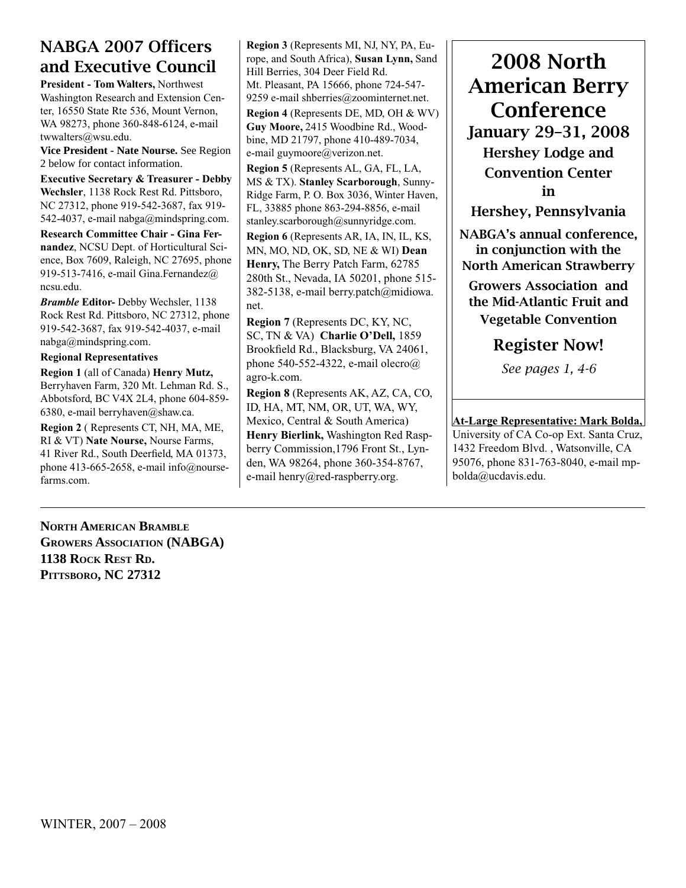## NABGA 2007 Officers and Executive Council

**President - Tom Walters,** Northwest Washington Research and Extension Center, 16550 State Rte 536, Mount Vernon, WA 98273, phone 360-848-6124, e-mail twwalters@wsu.edu.

**Vice President - Nate Nourse.** See Region 2 below for contact information.

**Executive Secretary & Treasurer - Debby Wechsler**, 1138 Rock Rest Rd. Pittsboro, NC 27312, phone 919-542-3687, fax 919-542-4037, e-mail nabga@mindspring.com.

**Research Committee Chair - Gina Fernandez**, NCSU Dept. of Horticultural Science, Box 7609, Raleigh, NC 27695, phone 919-513-7416, e-mail Gina.Fernandez@ncsu.edu.

***Bramble* Editor-** Debby Wechsler, 1138 Rock Rest Rd. Pittsboro, NC 27312, phone 919-542-3687, fax 919-542-4037, e-mail nabga@mindspring.com.

**Regional Representatives**

**Region 1** (all of Canada) **Henry Mutz,** Berryhaven Farm, 320 Mt. Lehman Rd. S., Abbotsford, BC V4X 2L4, phone 604-859-6380, e-mail berryhaven@shaw.ca.

**Region 2** ( Represents CT, NH, MA, ME, RI & VT) **Nate Nourse,** Nourse Farms, 41 River Rd., South Deerfield, MA 01373, phone 413-665-2658, e-mail info@noursefarms.com.

**Region 3** (Represents MI, NJ, NY, PA, Europe, and South Africa), **Susan Lynn,** Sand Hill Berries, 304 Deer Field Rd. Mt. Pleasant, PA 15666, phone 724-547-9259 e-mail shberries@zoominternet.net.

**Region 4** (Represents DE, MD, OH & WV) **Guy Moore,** 2415 Woodbine Rd., Woodbine, MD 21797, phone 410-489-7034, e-mail guymoore@verizon.net.

**Region 5** (Represents AL, GA, FL, LA, MS & TX). **Stanley Scarborough**, Sunny-Ridge Farm, P. O. Box 3036, Winter Haven, FL, 33885 phone 863-294-8856, e-mail stanley.scarborough@sunnyridge.com.

**Region 6** (Represents AR, IA, IN, IL, KS, MN, MO, ND, OK, SD, NE & WI) **Dean Henry,** The Berry Patch Farm, 62785 280th St., Nevada, IA 50201, phone 515-382-5138, e-mail berry.patch@midiowa.net.

**Region 7** (Represents DC, KY, NC, SC, TN & VA) **Charlie O'Dell,** 1859 Brookfield Rd., Blacksburg, VA 24061, phone 540-552-4322, e-mail olecro@agro-k.com.

**Region 8** (Represents AK, AZ, CA, CO, ID, HA, MT, NM, OR, UT, WA, WY, Mexico, Central & South America) **Henry Bierlink,** Washington Red Raspberry Commission,1796 Front St., Lynden, WA 98264, phone 360-354-8767, e-mail henry@red-raspberry.org.

## 2008 North American Berry Conference

### January 29–31, 2008

Hershey Lodge and Convention Center in Hershey, Pennsylvania

NABGA's annual conference, in conjunction with the North American Strawberry Growers Association and the Mid-Atlantic Fruit and Vegetable Convention

### Register Now!

*See pages 1, 4-6*

**At-Large Representative: Mark Bolda,** University of CA Co-op Ext. Santa Cruz, 1432 Freedom Blvd. , Watsonville, CA 95076, phone 831-763-8040, e-mail mpbolda@ucdavis.edu.

**North American Bramble Growers Association (NABGA)**
**1138 Rock Rest Rd.**
**Pittsboro, NC 27312**

WINTER, 2007 – 2008